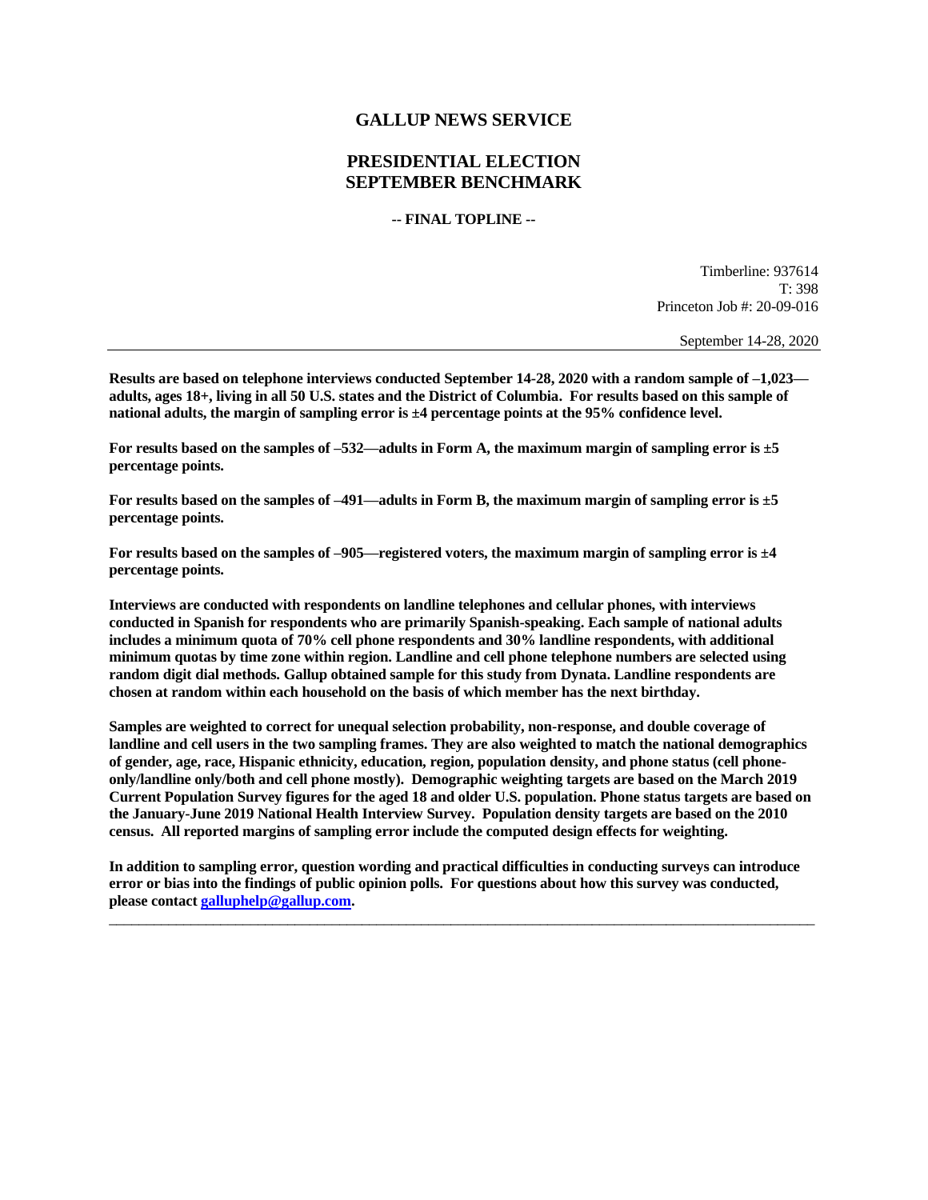# GALLUP NEWS SERVICE

## PRESIDENTIAL ELECTION
## SEPTEMBER BENCHMARK

**-- FINAL TOPLINE --**

Timberline: 937614
T: 398
Princeton Job #: 20-09-016

September 14-28, 2020

---

**Results are based on telephone interviews conducted September 14-28, 2020 with a random sample of –1,023—adults, ages 18+, living in all 50 U.S. states and the District of Columbia. For results based on this sample of national adults, the margin of sampling error is ±4 percentage points at the 95% confidence level.**

**For results based on the samples of –532—adults in Form A, the maximum margin of sampling error is ±5 percentage points.**

**For results based on the samples of –491—adults in Form B, the maximum margin of sampling error is ±5 percentage points.**

**For results based on the samples of –905—registered voters, the maximum margin of sampling error is ±4 percentage points.**

**Interviews are conducted with respondents on landline telephones and cellular phones, with interviews conducted in Spanish for respondents who are primarily Spanish-speaking. Each sample of national adults includes a minimum quota of 70% cell phone respondents and 30% landline respondents, with additional minimum quotas by time zone within region. Landline and cell phone telephone numbers are selected using random digit dial methods. Gallup obtained sample for this study from Dynata. Landline respondents are chosen at random within each household on the basis of which member has the next birthday.**

**Samples are weighted to correct for unequal selection probability, non-response, and double coverage of landline and cell users in the two sampling frames. They are also weighted to match the national demographics of gender, age, race, Hispanic ethnicity, education, region, population density, and phone status (cell phone-only/landline only/both and cell phone mostly). Demographic weighting targets are based on the March 2019 Current Population Survey figures for the aged 18 and older U.S. population. Phone status targets are based on the January-June 2019 National Health Interview Survey. Population density targets are based on the 2010 census. All reported margins of sampling error include the computed design effects for weighting.**

**In addition to sampling error, question wording and practical difficulties in conducting surveys can introduce error or bias into the findings of public opinion polls. For questions about how this survey was conducted, please contact galluphelp@gallup.com.**

---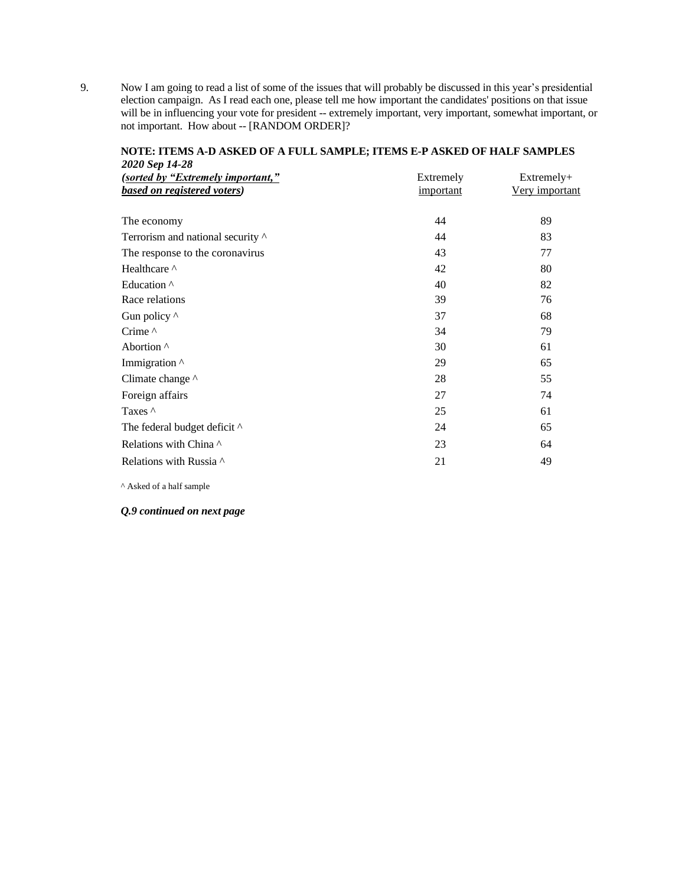9. Now I am going to read a list of some of the issues that will probably be discussed in this year's presidential election campaign. As I read each one, please tell me how important the candidates' positions on that issue will be in influencing your vote for president -- extremely important, very important, somewhat important, or not important. How about -- [RANDOM ORDER]?

**NOTE: ITEMS A-D ASKED OF A FULL SAMPLE; ITEMS E-P ASKED OF HALF SAMPLES**

***2020 Sep 14-28***

| ***(sorted by "Extremely important," based on registered voters)*** | Extremely important | Extremely+ Very important |
|---|---|---|
| The economy | 44 | 89 |
| Terrorism and national security ^ | 44 | 83 |
| The response to the coronavirus | 43 | 77 |
| Healthcare ^ | 42 | 80 |
| Education ^ | 40 | 82 |
| Race relations | 39 | 76 |
| Gun policy ^ | 37 | 68 |
| Crime ^ | 34 | 79 |
| Abortion ^ | 30 | 61 |
| Immigration ^ | 29 | 65 |
| Climate change ^ | 28 | 55 |
| Foreign affairs | 27 | 74 |
| Taxes ^ | 25 | 61 |
| The federal budget deficit ^ | 24 | 65 |
| Relations with China ^ | 23 | 64 |
| Relations with Russia ^ | 21 | 49 |

^ Asked of a half sample

***Q.9 continued on next page***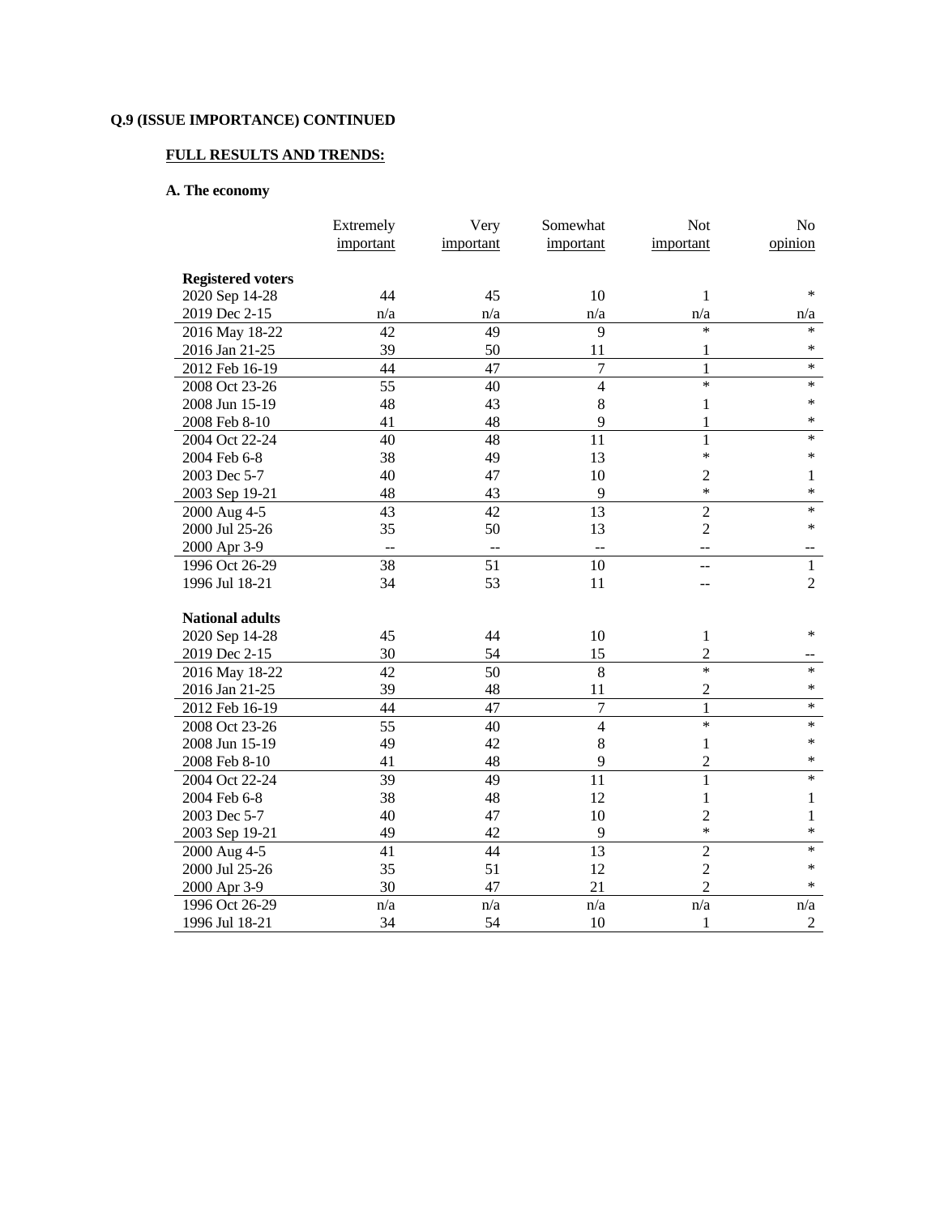**Q.9 (ISSUE IMPORTANCE) CONTINUED**

**FULL RESULTS AND TRENDS:**

**A. The economy**

| | Extremely important | Very important | Somewhat important | Not important | No opinion |
|---|---|---|---|---|---|
| **Registered voters** | | | | | |
| 2020 Sep 14-28 | 44 | 45 | 10 | 1 | * |
| 2019 Dec 2-15 | n/a | n/a | n/a | n/a | n/a |
| 2016 May 18-22 | 42 | 49 | 9 | * | * |
| 2016 Jan 21-25 | 39 | 50 | 11 | 1 | * |
| 2012 Feb 16-19 | 44 | 47 | 7 | 1 | * |
| 2008 Oct 23-26 | 55 | 40 | 4 | * | * |
| 2008 Jun 15-19 | 48 | 43 | 8 | 1 | * |
| 2008 Feb 8-10 | 41 | 48 | 9 | 1 | * |
| 2004 Oct 22-24 | 40 | 48 | 11 | 1 | * |
| 2004 Feb 6-8 | 38 | 49 | 13 | * | * |
| 2003 Dec 5-7 | 40 | 47 | 10 | 2 | 1 |
| 2003 Sep 19-21 | 48 | 43 | 9 | * | * |
| 2000 Aug 4-5 | 43 | 42 | 13 | 2 | * |
| 2000 Jul 25-26 | 35 | 50 | 13 | 2 | * |
| 2000 Apr 3-9 | -- | -- | -- | -- | -- |
| 1996 Oct 26-29 | 38 | 51 | 10 | -- | 1 |
| 1996 Jul 18-21 | 34 | 53 | 11 | -- | 2 |
| **National adults** | | | | | |
| 2020 Sep 14-28 | 45 | 44 | 10 | 1 | * |
| 2019 Dec 2-15 | 30 | 54 | 15 | 2 | -- |
| 2016 May 18-22 | 42 | 50 | 8 | * | * |
| 2016 Jan 21-25 | 39 | 48 | 11 | 2 | * |
| 2012 Feb 16-19 | 44 | 47 | 7 | 1 | * |
| 2008 Oct 23-26 | 55 | 40 | 4 | * | * |
| 2008 Jun 15-19 | 49 | 42 | 8 | 1 | * |
| 2008 Feb 8-10 | 41 | 48 | 9 | 2 | * |
| 2004 Oct 22-24 | 39 | 49 | 11 | 1 | * |
| 2004 Feb 6-8 | 38 | 48 | 12 | 1 | 1 |
| 2003 Dec 5-7 | 40 | 47 | 10 | 2 | 1 |
| 2003 Sep 19-21 | 49 | 42 | 9 | * | * |
| 2000 Aug 4-5 | 41 | 44 | 13 | 2 | * |
| 2000 Jul 25-26 | 35 | 51 | 12 | 2 | * |
| 2000 Apr 3-9 | 30 | 47 | 21 | 2 | * |
| 1996 Oct 26-29 | n/a | n/a | n/a | n/a | n/a |
| 1996 Jul 18-21 | 34 | 54 | 10 | 1 | 2 |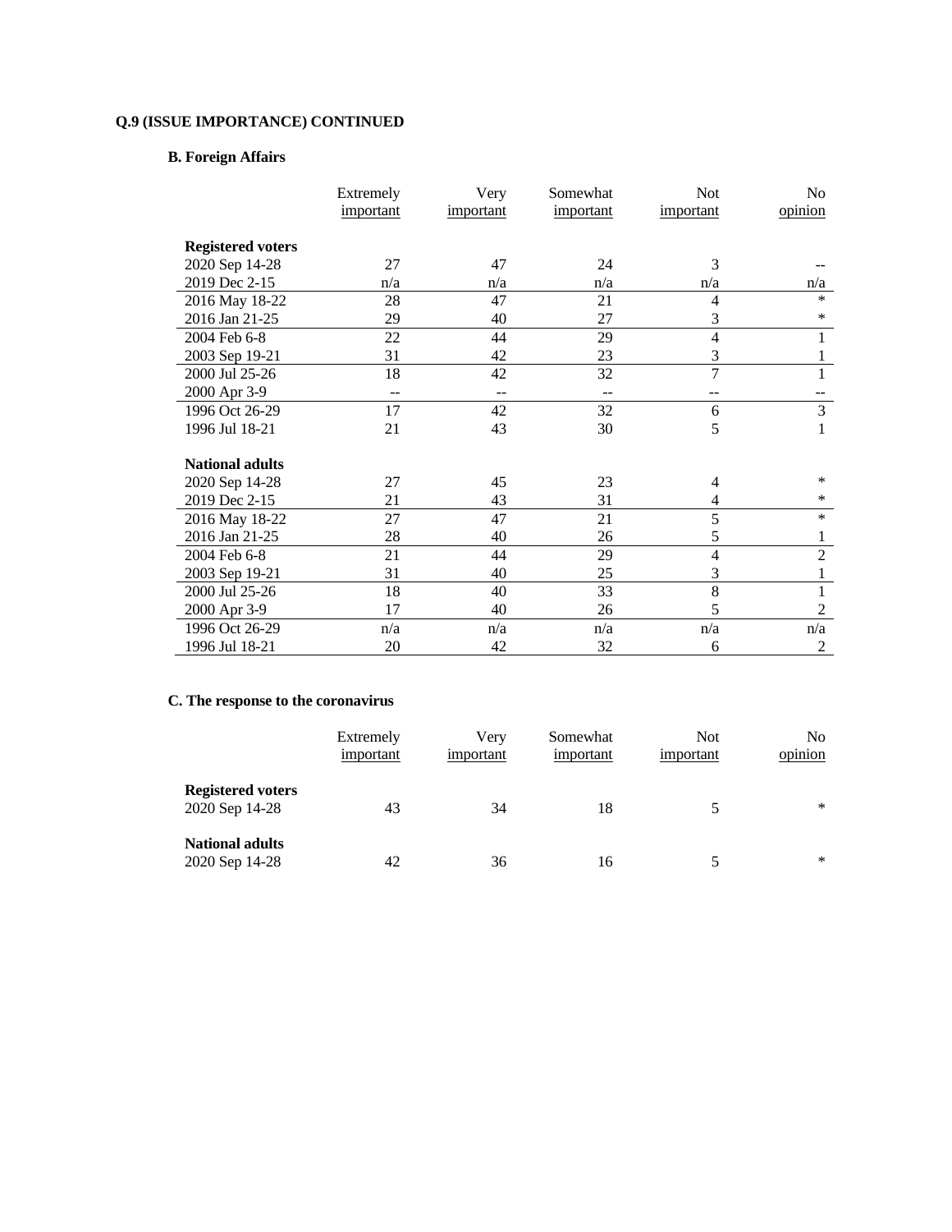**Q.9 (ISSUE IMPORTANCE) CONTINUED**

**B. Foreign Affairs**

| | Extremely important | Very important | Somewhat important | Not important | No opinion |
|---|---|---|---|---|---|
| **Registered voters** | | | | | |
| 2020 Sep 14-28 | 27 | 47 | 24 | 3 | -- |
| 2019 Dec 2-15 | n/a | n/a | n/a | n/a | n/a |
| 2016 May 18-22 | 28 | 47 | 21 | 4 | * |
| 2016 Jan 21-25 | 29 | 40 | 27 | 3 | * |
| 2004 Feb 6-8 | 22 | 44 | 29 | 4 | 1 |
| 2003 Sep 19-21 | 31 | 42 | 23 | 3 | 1 |
| 2000 Jul 25-26 | 18 | 42 | 32 | 7 | 1 |
| 2000 Apr 3-9 | -- | -- | -- | -- | -- |
| 1996 Oct 26-29 | 17 | 42 | 32 | 6 | 3 |
| 1996 Jul 18-21 | 21 | 43 | 30 | 5 | 1 |
| **National adults** | | | | | |
| 2020 Sep 14-28 | 27 | 45 | 23 | 4 | * |
| 2019 Dec 2-15 | 21 | 43 | 31 | 4 | * |
| 2016 May 18-22 | 27 | 47 | 21 | 5 | * |
| 2016 Jan 21-25 | 28 | 40 | 26 | 5 | 1 |
| 2004 Feb 6-8 | 21 | 44 | 29 | 4 | 2 |
| 2003 Sep 19-21 | 31 | 40 | 25 | 3 | 1 |
| 2000 Jul 25-26 | 18 | 40 | 33 | 8 | 1 |
| 2000 Apr 3-9 | 17 | 40 | 26 | 5 | 2 |
| 1996 Oct 26-29 | n/a | n/a | n/a | n/a | n/a |
| 1996 Jul 18-21 | 20 | 42 | 32 | 6 | 2 |

**C. The response to the coronavirus**

| | Extremely important | Very important | Somewhat important | Not important | No opinion |
|---|---|---|---|---|---|
| **Registered voters** | | | | | |
| 2020 Sep 14-28 | 43 | 34 | 18 | 5 | * |
| **National adults** | | | | | |
| 2020 Sep 14-28 | 42 | 36 | 16 | 5 | * |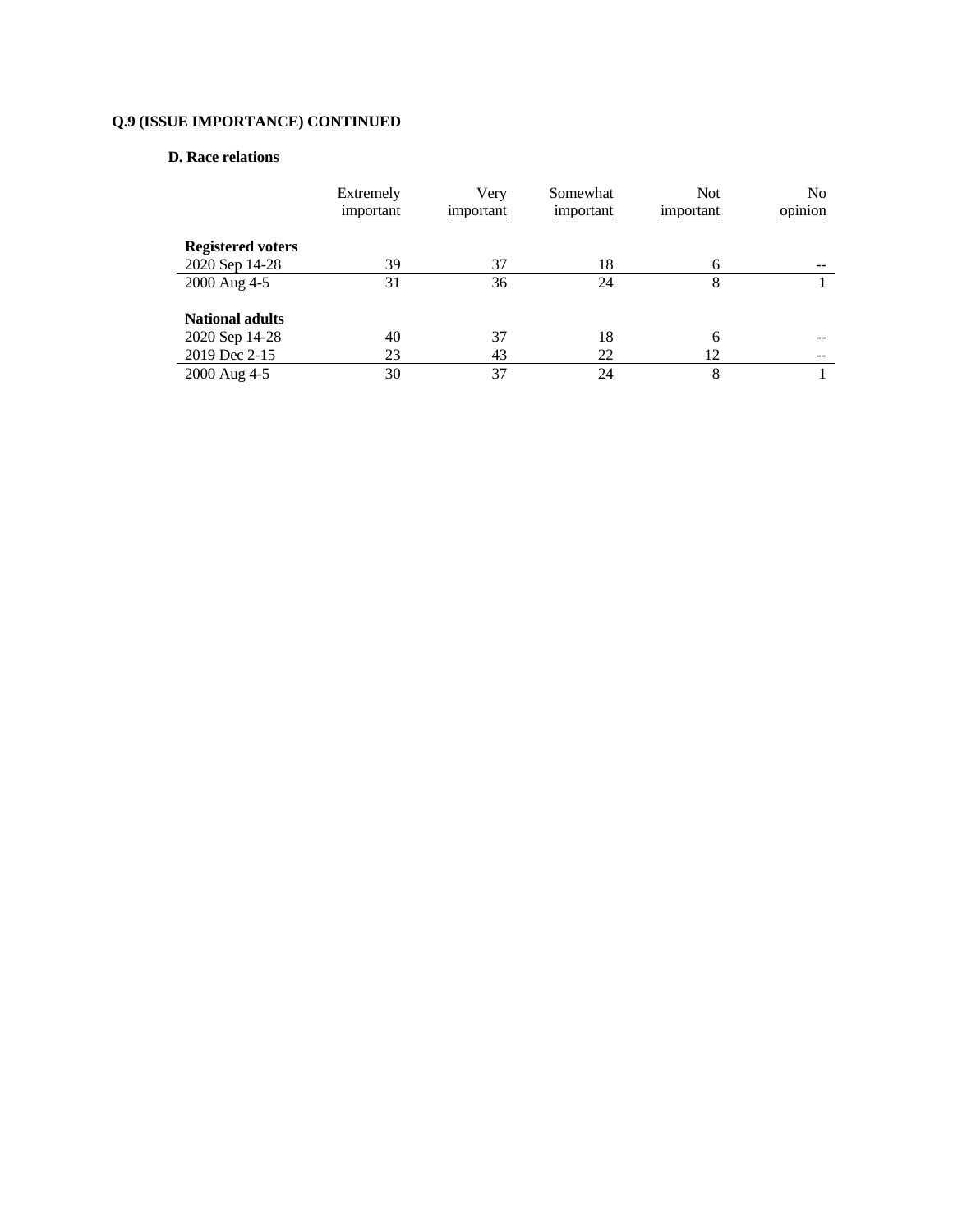**Q.9 (ISSUE IMPORTANCE) CONTINUED**

**D. Race relations**

| | Extremely important | Very important | Somewhat important | Not important | No opinion |
|---|---|---|---|---|---|
| **Registered voters** | | | | | |
| 2020 Sep 14-28 | 39 | 37 | 18 | 6 | -- |
| 2000 Aug 4-5 | 31 | 36 | 24 | 8 | 1 |
| **National adults** | | | | | |
| 2020 Sep 14-28 | 40 | 37 | 18 | 6 | -- |
| 2019 Dec 2-15 | 23 | 43 | 22 | 12 | -- |
| 2000 Aug 4-5 | 30 | 37 | 24 | 8 | 1 |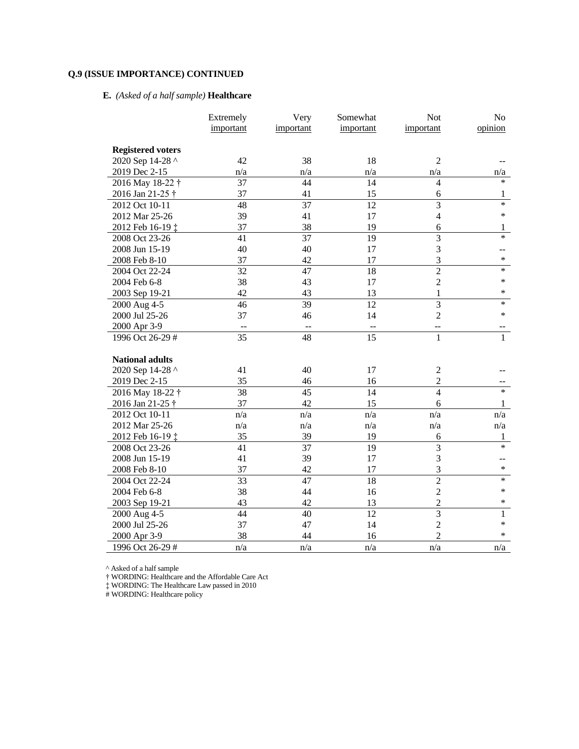**Q.9 (ISSUE IMPORTANCE) CONTINUED**

**E.** *(Asked of a half sample)* **Healthcare**

| | Extremely important | Very important | Somewhat important | Not important | No opinion |
|---|---|---|---|---|---|
| **Registered voters** | | | | | |
| 2020 Sep 14-28 ^ | 42 | 38 | 18 | 2 | -- |
| 2019 Dec 2-15 | n/a | n/a | n/a | n/a | n/a |
| 2016 May 18-22 † | 37 | 44 | 14 | 4 | * |
| 2016 Jan 21-25 † | 37 | 41 | 15 | 6 | 1 |
| 2012 Oct 10-11 | 48 | 37 | 12 | 3 | * |
| 2012 Mar 25-26 | 39 | 41 | 17 | 4 | * |
| 2012 Feb 16-19 ‡ | 37 | 38 | 19 | 6 | 1 |
| 2008 Oct 23-26 | 41 | 37 | 19 | 3 | * |
| 2008 Jun 15-19 | 40 | 40 | 17 | 3 | -- |
| 2008 Feb 8-10 | 37 | 42 | 17 | 3 | * |
| 2004 Oct 22-24 | 32 | 47 | 18 | 2 | * |
| 2004 Feb 6-8 | 38 | 43 | 17 | 2 | * |
| 2003 Sep 19-21 | 42 | 43 | 13 | 1 | * |
| 2000 Aug 4-5 | 46 | 39 | 12 | 3 | * |
| 2000 Jul 25-26 | 37 | 46 | 14 | 2 | * |
| 2000 Apr 3-9 | -- | -- | -- | -- | -- |
| 1996 Oct 26-29 # | 35 | 48 | 15 | 1 | 1 |
| **National adults** | | | | | |
| 2020 Sep 14-28 ^ | 41 | 40 | 17 | 2 | -- |
| 2019 Dec 2-15 | 35 | 46 | 16 | 2 | -- |
| 2016 May 18-22 † | 38 | 45 | 14 | 4 | * |
| 2016 Jan 21-25 † | 37 | 42 | 15 | 6 | 1 |
| 2012 Oct 10-11 | n/a | n/a | n/a | n/a | n/a |
| 2012 Mar 25-26 | n/a | n/a | n/a | n/a | n/a |
| 2012 Feb 16-19 ‡ | 35 | 39 | 19 | 6 | 1 |
| 2008 Oct 23-26 | 41 | 37 | 19 | 3 | * |
| 2008 Jun 15-19 | 41 | 39 | 17 | 3 | -- |
| 2008 Feb 8-10 | 37 | 42 | 17 | 3 | * |
| 2004 Oct 22-24 | 33 | 47 | 18 | 2 | * |
| 2004 Feb 6-8 | 38 | 44 | 16 | 2 | * |
| 2003 Sep 19-21 | 43 | 42 | 13 | 2 | * |
| 2000 Aug 4-5 | 44 | 40 | 12 | 3 | 1 |
| 2000 Jul 25-26 | 37 | 47 | 14 | 2 | * |
| 2000 Apr 3-9 | 38 | 44 | 16 | 2 | * |
| 1996 Oct 26-29 # | n/a | n/a | n/a | n/a | n/a |

^ Asked of a half sample
† WORDING: Healthcare and the Affordable Care Act
‡ WORDING: The Healthcare Law passed in 2010
# WORDING: Healthcare policy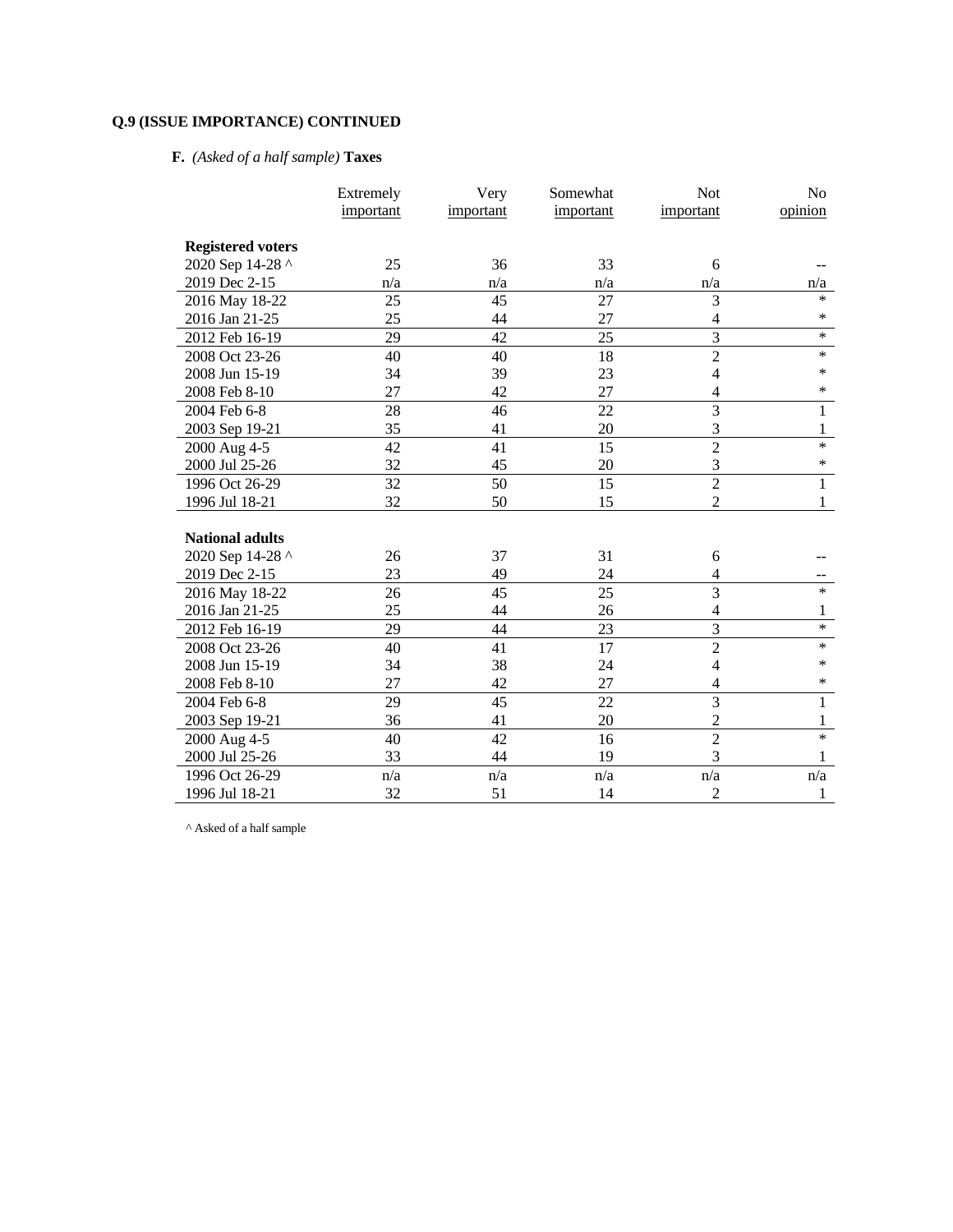**Q.9 (ISSUE IMPORTANCE) CONTINUED**

**F.** *(Asked of a half sample)* **Taxes**

| | Extremely important | Very important | Somewhat important | Not important | No opinion |
|---|---|---|---|---|---|
| **Registered voters** | | | | | |
| 2020 Sep 14-28 ^ | 25 | 36 | 33 | 6 | -- |
| 2019 Dec 2-15 | n/a | n/a | n/a | n/a | n/a |
| 2016 May 18-22 | 25 | 45 | 27 | 3 | * |
| 2016 Jan 21-25 | 25 | 44 | 27 | 4 | * |
| 2012 Feb 16-19 | 29 | 42 | 25 | 3 | * |
| 2008 Oct 23-26 | 40 | 40 | 18 | 2 | * |
| 2008 Jun 15-19 | 34 | 39 | 23 | 4 | * |
| 2008 Feb 8-10 | 27 | 42 | 27 | 4 | * |
| 2004 Feb 6-8 | 28 | 46 | 22 | 3 | 1 |
| 2003 Sep 19-21 | 35 | 41 | 20 | 3 | 1 |
| 2000 Aug 4-5 | 42 | 41 | 15 | 2 | * |
| 2000 Jul 25-26 | 32 | 45 | 20 | 3 | * |
| 1996 Oct 26-29 | 32 | 50 | 15 | 2 | 1 |
| 1996 Jul 18-21 | 32 | 50 | 15 | 2 | 1 |
| **National adults** | | | | | |
| 2020 Sep 14-28 ^ | 26 | 37 | 31 | 6 | -- |
| 2019 Dec 2-15 | 23 | 49 | 24 | 4 | -- |
| 2016 May 18-22 | 26 | 45 | 25 | 3 | * |
| 2016 Jan 21-25 | 25 | 44 | 26 | 4 | 1 |
| 2012 Feb 16-19 | 29 | 44 | 23 | 3 | * |
| 2008 Oct 23-26 | 40 | 41 | 17 | 2 | * |
| 2008 Jun 15-19 | 34 | 38 | 24 | 4 | * |
| 2008 Feb 8-10 | 27 | 42 | 27 | 4 | * |
| 2004 Feb 6-8 | 29 | 45 | 22 | 3 | 1 |
| 2003 Sep 19-21 | 36 | 41 | 20 | 2 | 1 |
| 2000 Aug 4-5 | 40 | 42 | 16 | 2 | * |
| 2000 Jul 25-26 | 33 | 44 | 19 | 3 | 1 |
| 1996 Oct 26-29 | n/a | n/a | n/a | n/a | n/a |
| 1996 Jul 18-21 | 32 | 51 | 14 | 2 | 1 |

^ Asked of a half sample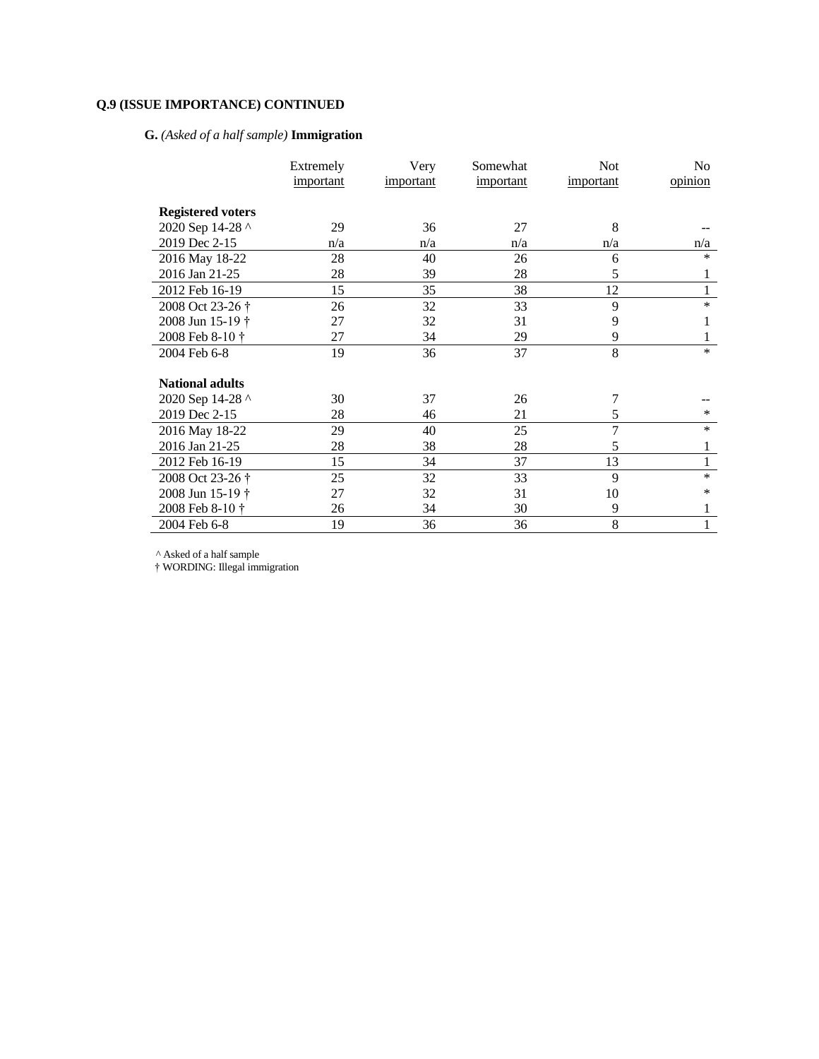**Q.9 (ISSUE IMPORTANCE) CONTINUED**

**G.** *(Asked of a half sample)* **Immigration**

| | Extremely important | Very important | Somewhat important | Not important | No opinion |
|---|---|---|---|---|---|
| **Registered voters** | | | | | |
| 2020 Sep 14-28 ^ | 29 | 36 | 27 | 8 | -- |
| 2019 Dec 2-15 | n/a | n/a | n/a | n/a | n/a |
| 2016 May 18-22 | 28 | 40 | 26 | 6 | * |
| 2016 Jan 21-25 | 28 | 39 | 28 | 5 | 1 |
| 2012 Feb 16-19 | 15 | 35 | 38 | 12 | 1 |
| 2008 Oct 23-26 † | 26 | 32 | 33 | 9 | * |
| 2008 Jun 15-19 † | 27 | 32 | 31 | 9 | 1 |
| 2008 Feb 8-10 † | 27 | 34 | 29 | 9 | 1 |
| 2004 Feb 6-8 | 19 | 36 | 37 | 8 | * |
| **National adults** | | | | | |
| 2020 Sep 14-28 ^ | 30 | 37 | 26 | 7 | -- |
| 2019 Dec 2-15 | 28 | 46 | 21 | 5 | * |
| 2016 May 18-22 | 29 | 40 | 25 | 7 | * |
| 2016 Jan 21-25 | 28 | 38 | 28 | 5 | 1 |
| 2012 Feb 16-19 | 15 | 34 | 37 | 13 | 1 |
| 2008 Oct 23-26 † | 25 | 32 | 33 | 9 | * |
| 2008 Jun 15-19 † | 27 | 32 | 31 | 10 | * |
| 2008 Feb 8-10 † | 26 | 34 | 30 | 9 | 1 |
| 2004 Feb 6-8 | 19 | 36 | 36 | 8 | 1 |

^ Asked of a half sample
† WORDING: Illegal immigration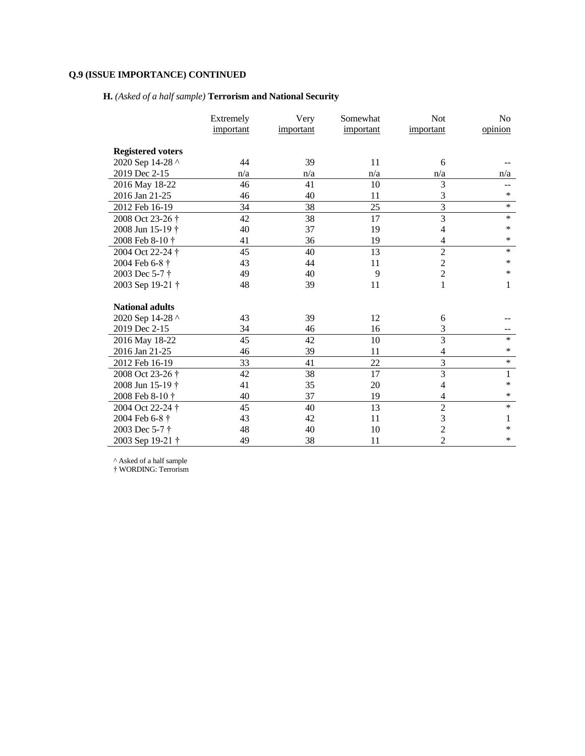**Q.9 (ISSUE IMPORTANCE) CONTINUED**

**H.** *(Asked of a half sample)* **Terrorism and National Security**

| | Extremely important | Very important | Somewhat important | Not important | No opinion |
|---|---|---|---|---|---|
| **Registered voters** | | | | | |
| 2020 Sep 14-28 ^ | 44 | 39 | 11 | 6 | -- |
| 2019 Dec 2-15 | n/a | n/a | n/a | n/a | n/a |
| 2016 May 18-22 | 46 | 41 | 10 | 3 | -- |
| 2016 Jan 21-25 | 46 | 40 | 11 | 3 | * |
| 2012 Feb 16-19 | 34 | 38 | 25 | 3 | * |
| 2008 Oct 23-26 † | 42 | 38 | 17 | 3 | * |
| 2008 Jun 15-19 † | 40 | 37 | 19 | 4 | * |
| 2008 Feb 8-10 † | 41 | 36 | 19 | 4 | * |
| 2004 Oct 22-24 † | 45 | 40 | 13 | 2 | * |
| 2004 Feb 6-8 † | 43 | 44 | 11 | 2 | * |
| 2003 Dec 5-7 † | 49 | 40 | 9 | 2 | * |
| 2003 Sep 19-21 † | 48 | 39 | 11 | 1 | 1 |
| **National adults** | | | | | |
| 2020 Sep 14-28 ^ | 43 | 39 | 12 | 6 | -- |
| 2019 Dec 2-15 | 34 | 46 | 16 | 3 | -- |
| 2016 May 18-22 | 45 | 42 | 10 | 3 | * |
| 2016 Jan 21-25 | 46 | 39 | 11 | 4 | * |
| 2012 Feb 16-19 | 33 | 41 | 22 | 3 | * |
| 2008 Oct 23-26 † | 42 | 38 | 17 | 3 | 1 |
| 2008 Jun 15-19 † | 41 | 35 | 20 | 4 | * |
| 2008 Feb 8-10 † | 40 | 37 | 19 | 4 | * |
| 2004 Oct 22-24 † | 45 | 40 | 13 | 2 | * |
| 2004 Feb 6-8 † | 43 | 42 | 11 | 3 | 1 |
| 2003 Dec 5-7 † | 48 | 40 | 10 | 2 | * |
| 2003 Sep 19-21 † | 49 | 38 | 11 | 2 | * |

^ Asked of a half sample
† WORDING: Terrorism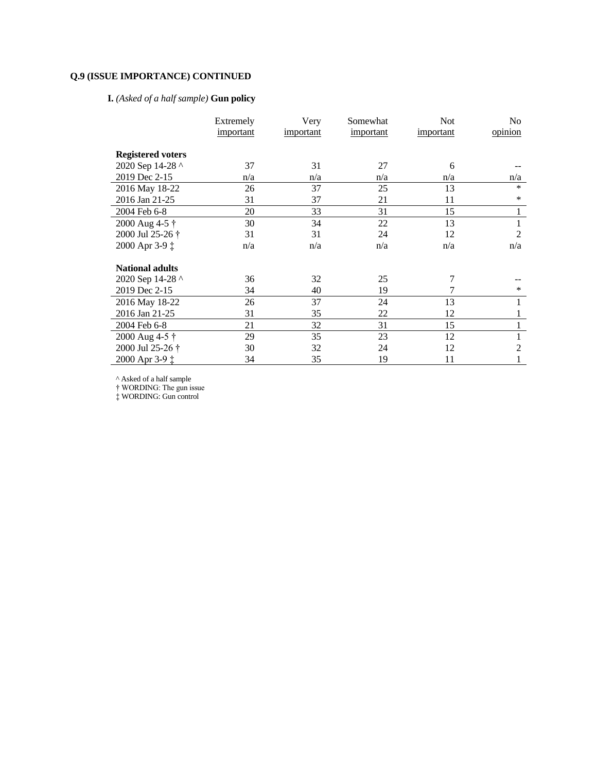**Q.9 (ISSUE IMPORTANCE) CONTINUED**

**I.** *(Asked of a half sample)* **Gun policy**

| | Extremely important | Very important | Somewhat important | Not important | No opinion |
|---|---|---|---|---|---|
| **Registered voters** | | | | | |
| 2020 Sep 14-28 ^ | 37 | 31 | 27 | 6 | -- |
| 2019 Dec 2-15 | n/a | n/a | n/a | n/a | n/a |
| 2016 May 18-22 | 26 | 37 | 25 | 13 | * |
| 2016 Jan 21-25 | 31 | 37 | 21 | 11 | * |
| 2004 Feb 6-8 | 20 | 33 | 31 | 15 | 1 |
| 2000 Aug 4-5 † | 30 | 34 | 22 | 13 | 1 |
| 2000 Jul 25-26 † | 31 | 31 | 24 | 12 | 2 |
| 2000 Apr 3-9 ‡ | n/a | n/a | n/a | n/a | n/a |
| **National adults** | | | | | |
| 2020 Sep 14-28 ^ | 36 | 32 | 25 | 7 | -- |
| 2019 Dec 2-15 | 34 | 40 | 19 | 7 | * |
| 2016 May 18-22 | 26 | 37 | 24 | 13 | 1 |
| 2016 Jan 21-25 | 31 | 35 | 22 | 12 | 1 |
| 2004 Feb 6-8 | 21 | 32 | 31 | 15 | 1 |
| 2000 Aug 4-5 † | 29 | 35 | 23 | 12 | 1 |
| 2000 Jul 25-26 † | 30 | 32 | 24 | 12 | 2 |
| 2000 Apr 3-9 ‡ | 34 | 35 | 19 | 11 | 1 |

^ Asked of a half sample
† WORDING: The gun issue
‡ WORDING: Gun control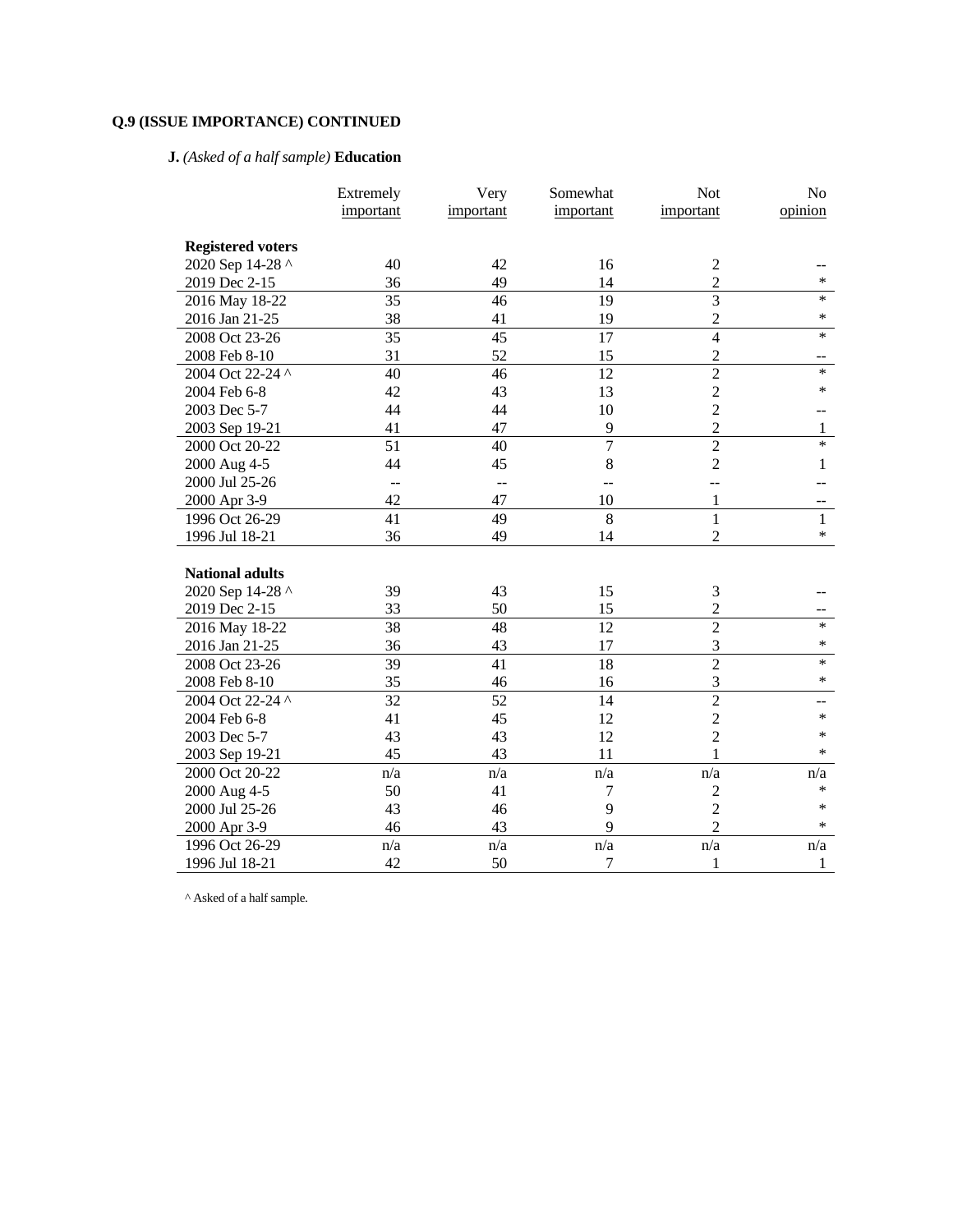**Q.9 (ISSUE IMPORTANCE) CONTINUED**

**J.** *(Asked of a half sample)* **Education**

| | Extremely important | Very important | Somewhat important | Not important | No opinion |
|---|---|---|---|---|---|
| **Registered voters** | | | | | |
| 2020 Sep 14-28 ^ | 40 | 42 | 16 | 2 | -- |
| 2019 Dec 2-15 | 36 | 49 | 14 | 2 | * |
| 2016 May 18-22 | 35 | 46 | 19 | 3 | * |
| 2016 Jan 21-25 | 38 | 41 | 19 | 2 | * |
| 2008 Oct 23-26 | 35 | 45 | 17 | 4 | * |
| 2008 Feb 8-10 | 31 | 52 | 15 | 2 | -- |
| 2004 Oct 22-24 ^ | 40 | 46 | 12 | 2 | * |
| 2004 Feb 6-8 | 42 | 43 | 13 | 2 | * |
| 2003 Dec 5-7 | 44 | 44 | 10 | 2 | -- |
| 2003 Sep 19-21 | 41 | 47 | 9 | 2 | 1 |
| 2000 Oct 20-22 | 51 | 40 | 7 | 2 | * |
| 2000 Aug 4-5 | 44 | 45 | 8 | 2 | 1 |
| 2000 Jul 25-26 | -- | -- | -- | -- | -- |
| 2000 Apr 3-9 | 42 | 47 | 10 | 1 | -- |
| 1996 Oct 26-29 | 41 | 49 | 8 | 1 | 1 |
| 1996 Jul 18-21 | 36 | 49 | 14 | 2 | * |
| **National adults** | | | | | |
| 2020 Sep 14-28 ^ | 39 | 43 | 15 | 3 | -- |
| 2019 Dec 2-15 | 33 | 50 | 15 | 2 | -- |
| 2016 May 18-22 | 38 | 48 | 12 | 2 | * |
| 2016 Jan 21-25 | 36 | 43 | 17 | 3 | * |
| 2008 Oct 23-26 | 39 | 41 | 18 | 2 | * |
| 2008 Feb 8-10 | 35 | 46 | 16 | 3 | * |
| 2004 Oct 22-24 ^ | 32 | 52 | 14 | 2 | -- |
| 2004 Feb 6-8 | 41 | 45 | 12 | 2 | * |
| 2003 Dec 5-7 | 43 | 43 | 12 | 2 | * |
| 2003 Sep 19-21 | 45 | 43 | 11 | 1 | * |
| 2000 Oct 20-22 | n/a | n/a | n/a | n/a | n/a |
| 2000 Aug 4-5 | 50 | 41 | 7 | 2 | * |
| 2000 Jul 25-26 | 43 | 46 | 9 | 2 | * |
| 2000 Apr 3-9 | 46 | 43 | 9 | 2 | * |
| 1996 Oct 26-29 | n/a | n/a | n/a | n/a | n/a |
| 1996 Jul 18-21 | 42 | 50 | 7 | 1 | 1 |

^ Asked of a half sample.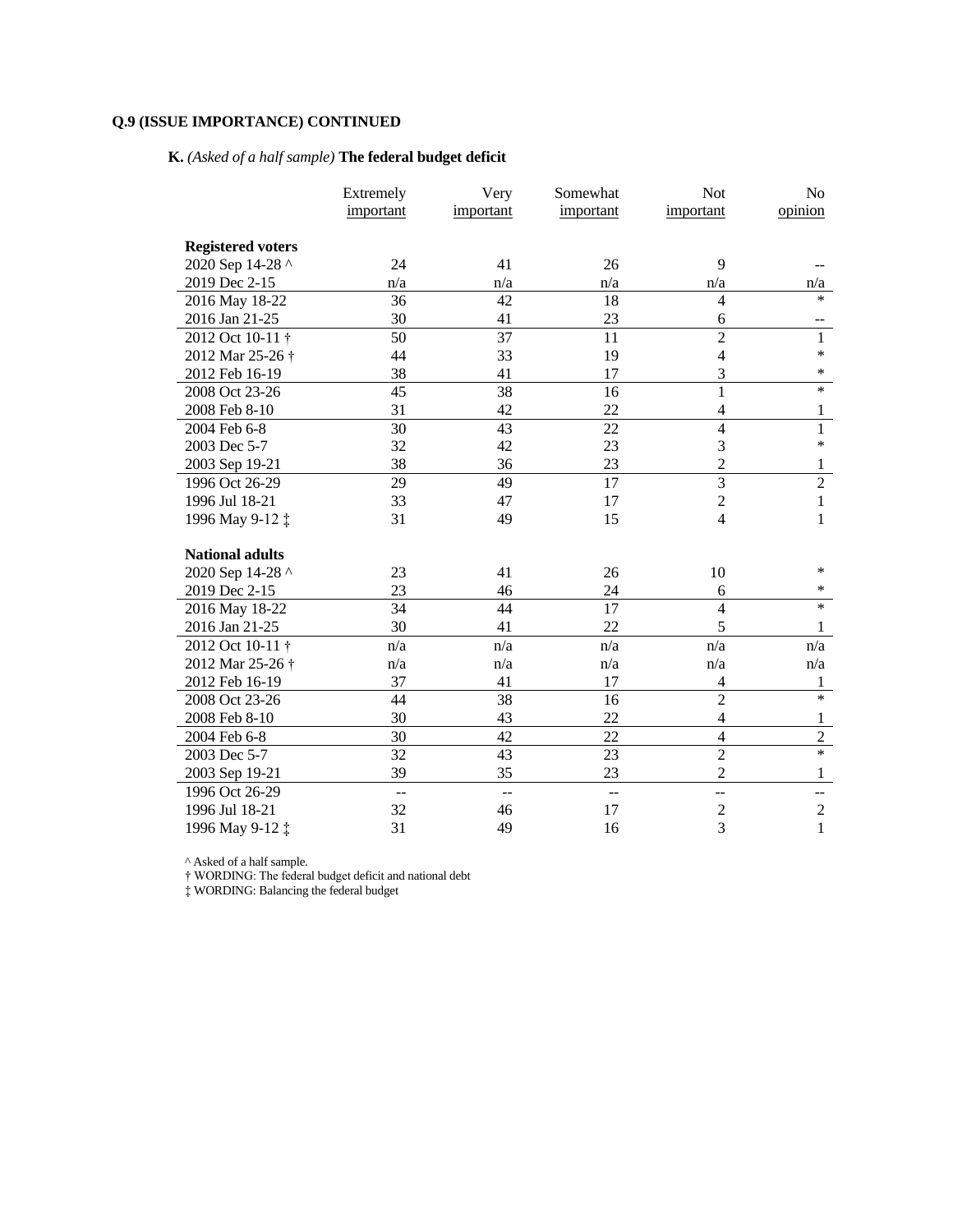**Q.9 (ISSUE IMPORTANCE) CONTINUED**

**K.** *(Asked of a half sample)* **The federal budget deficit**

| | Extremely important | Very important | Somewhat important | Not important | No opinion |
|---|---|---|---|---|---|
| **Registered voters** | | | | | |
| 2020 Sep 14-28 ^ | 24 | 41 | 26 | 9 | -- |
| 2019 Dec 2-15 | n/a | n/a | n/a | n/a | n/a |
| 2016 May 18-22 | 36 | 42 | 18 | 4 | * |
| 2016 Jan 21-25 | 30 | 41 | 23 | 6 | -- |
| 2012 Oct 10-11 † | 50 | 37 | 11 | 2 | 1 |
| 2012 Mar 25-26 † | 44 | 33 | 19 | 4 | * |
| 2012 Feb 16-19 | 38 | 41 | 17 | 3 | * |
| 2008 Oct 23-26 | 45 | 38 | 16 | 1 | * |
| 2008 Feb 8-10 | 31 | 42 | 22 | 4 | 1 |
| 2004 Feb 6-8 | 30 | 43 | 22 | 4 | 1 |
| 2003 Dec 5-7 | 32 | 42 | 23 | 3 | * |
| 2003 Sep 19-21 | 38 | 36 | 23 | 2 | 1 |
| 1996 Oct 26-29 | 29 | 49 | 17 | 3 | 2 |
| 1996 Jul 18-21 | 33 | 47 | 17 | 2 | 1 |
| 1996 May 9-12 ‡ | 31 | 49 | 15 | 4 | 1 |
| **National adults** | | | | | |
| 2020 Sep 14-28 ^ | 23 | 41 | 26 | 10 | * |
| 2019 Dec 2-15 | 23 | 46 | 24 | 6 | * |
| 2016 May 18-22 | 34 | 44 | 17 | 4 | * |
| 2016 Jan 21-25 | 30 | 41 | 22 | 5 | 1 |
| 2012 Oct 10-11 † | n/a | n/a | n/a | n/a | n/a |
| 2012 Mar 25-26 † | n/a | n/a | n/a | n/a | n/a |
| 2012 Feb 16-19 | 37 | 41 | 17 | 4 | 1 |
| 2008 Oct 23-26 | 44 | 38 | 16 | 2 | * |
| 2008 Feb 8-10 | 30 | 43 | 22 | 4 | 1 |
| 2004 Feb 6-8 | 30 | 42 | 22 | 4 | 2 |
| 2003 Dec 5-7 | 32 | 43 | 23 | 2 | * |
| 2003 Sep 19-21 | 39 | 35 | 23 | 2 | 1 |
| 1996 Oct 26-29 | -- | -- | -- | -- | -- |
| 1996 Jul 18-21 | 32 | 46 | 17 | 2 | 2 |
| 1996 May 9-12 ‡ | 31 | 49 | 16 | 3 | 1 |

^ Asked of a half sample.
† WORDING: The federal budget deficit and national debt
‡ WORDING: Balancing the federal budget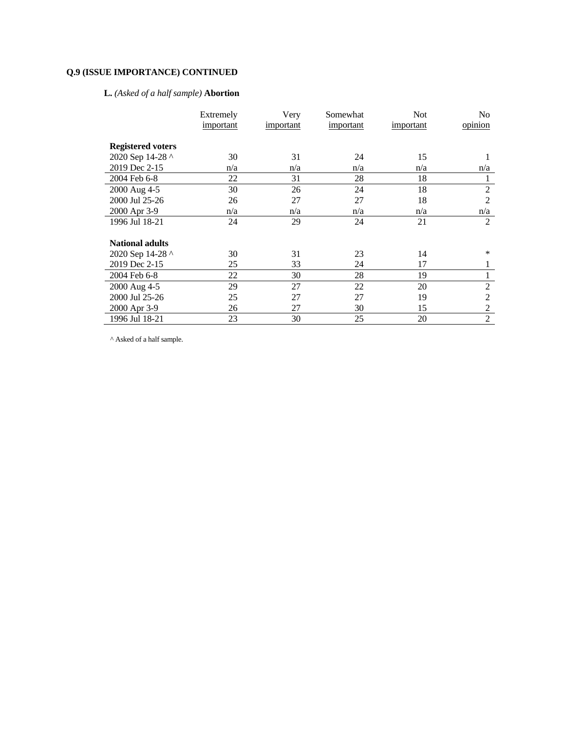**Q.9 (ISSUE IMPORTANCE) CONTINUED**

**L.** *(Asked of a half sample)* **Abortion**

| | Extremely important | Very important | Somewhat important | Not important | No opinion |
|---|---|---|---|---|---|
| **Registered voters** | | | | | |
| 2020 Sep 14-28 ^ | 30 | 31 | 24 | 15 | 1 |
| 2019 Dec 2-15 | n/a | n/a | n/a | n/a | n/a |
| 2004 Feb 6-8 | 22 | 31 | 28 | 18 | 1 |
| 2000 Aug 4-5 | 30 | 26 | 24 | 18 | 2 |
| 2000 Jul 25-26 | 26 | 27 | 27 | 18 | 2 |
| 2000 Apr 3-9 | n/a | n/a | n/a | n/a | n/a |
| 1996 Jul 18-21 | 24 | 29 | 24 | 21 | 2 |
| **National adults** | | | | | |
| 2020 Sep 14-28 ^ | 30 | 31 | 23 | 14 | * |
| 2019 Dec 2-15 | 25 | 33 | 24 | 17 | 1 |
| 2004 Feb 6-8 | 22 | 30 | 28 | 19 | 1 |
| 2000 Aug 4-5 | 29 | 27 | 22 | 20 | 2 |
| 2000 Jul 25-26 | 25 | 27 | 27 | 19 | 2 |
| 2000 Apr 3-9 | 26 | 27 | 30 | 15 | 2 |
| 1996 Jul 18-21 | 23 | 30 | 25 | 20 | 2 |

^ Asked of a half sample.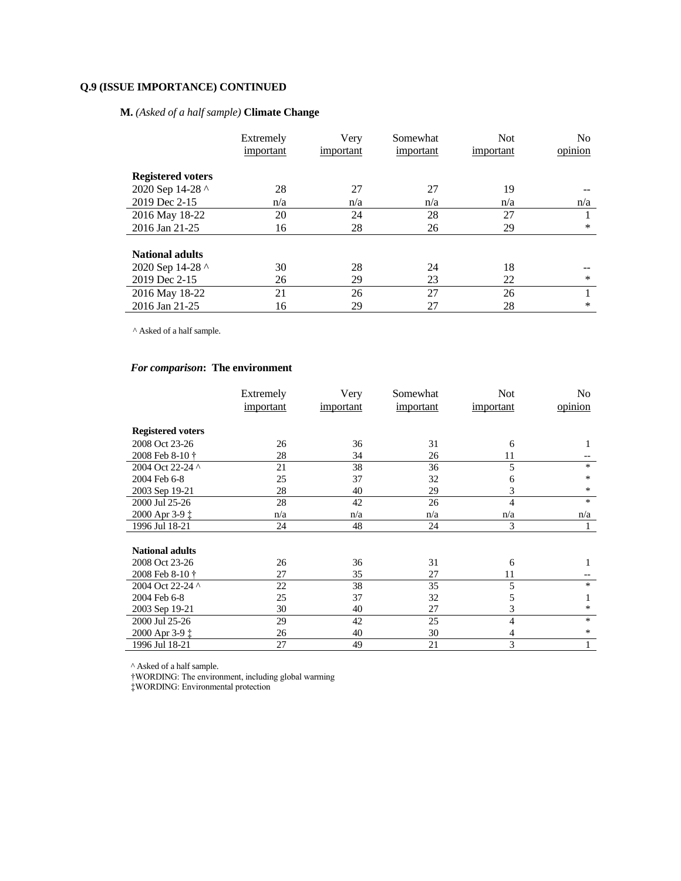**Q.9 (ISSUE IMPORTANCE) CONTINUED**

**M.** *(Asked of a half sample)* **Climate Change**

| | Extremely important | Very important | Somewhat important | Not important | No opinion |
|---|---|---|---|---|---|
| **Registered voters** | | | | | |
| 2020 Sep 14-28 ^ | 28 | 27 | 27 | 19 | -- |
| 2019 Dec 2-15 | n/a | n/a | n/a | n/a | n/a |
| 2016 May 18-22 | 20 | 24 | 28 | 27 | 1 |
| 2016 Jan 21-25 | 16 | 28 | 26 | 29 | * |
| **National adults** | | | | | |
| 2020 Sep 14-28 ^ | 30 | 28 | 24 | 18 | -- |
| 2019 Dec 2-15 | 26 | 29 | 23 | 22 | * |
| 2016 May 18-22 | 21 | 26 | 27 | 26 | 1 |
| 2016 Jan 21-25 | 16 | 29 | 27 | 28 | * |

^ Asked of a half sample.

***For comparison*: The environment**

| | Extremely important | Very important | Somewhat important | Not important | No opinion |
|---|---|---|---|---|---|
| **Registered voters** | | | | | |
| 2008 Oct 23-26 | 26 | 36 | 31 | 6 | 1 |
| 2008 Feb 8-10 † | 28 | 34 | 26 | 11 | -- |
| 2004 Oct 22-24 ^ | 21 | 38 | 36 | 5 | * |
| 2004 Feb 6-8 | 25 | 37 | 32 | 6 | * |
| 2003 Sep 19-21 | 28 | 40 | 29 | 3 | * |
| 2000 Jul 25-26 | 28 | 42 | 26 | 4 | * |
| 2000 Apr 3-9 ‡ | n/a | n/a | n/a | n/a | n/a |
| 1996 Jul 18-21 | 24 | 48 | 24 | 3 | 1 |
| **National adults** | | | | | |
| 2008 Oct 23-26 | 26 | 36 | 31 | 6 | 1 |
| 2008 Feb 8-10 † | 27 | 35 | 27 | 11 | -- |
| 2004 Oct 22-24 ^ | 22 | 38 | 35 | 5 | * |
| 2004 Feb 6-8 | 25 | 37 | 32 | 5 | 1 |
| 2003 Sep 19-21 | 30 | 40 | 27 | 3 | * |
| 2000 Jul 25-26 | 29 | 42 | 25 | 4 | * |
| 2000 Apr 3-9 ‡ | 26 | 40 | 30 | 4 | * |
| 1996 Jul 18-21 | 27 | 49 | 21 | 3 | 1 |

^ Asked of a half sample.
†WORDING: The environment, including global warming
‡WORDING: Environmental protection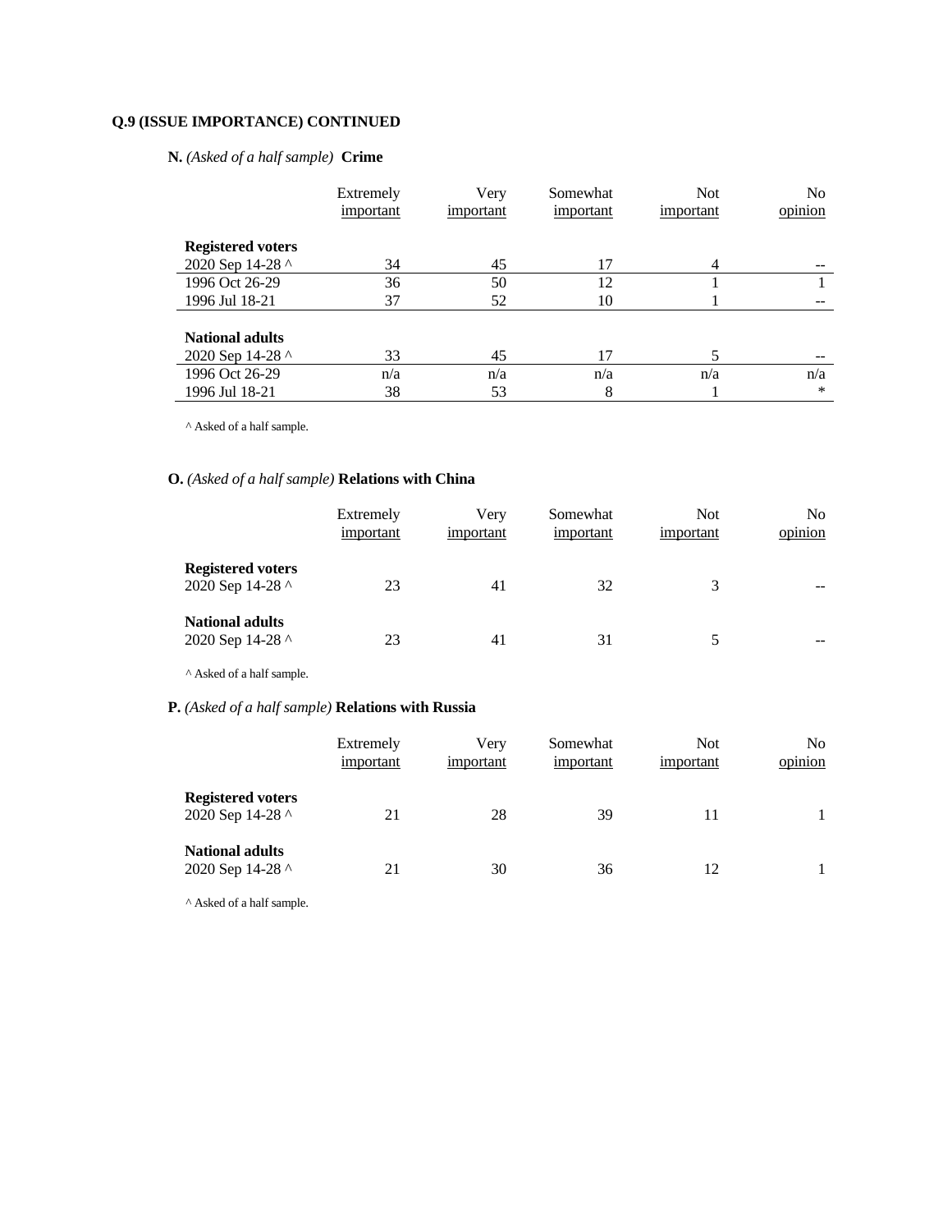**Q.9 (ISSUE IMPORTANCE) CONTINUED**

**N.** *(Asked of a half sample)* **Crime**

| | Extremely important | Very important | Somewhat important | Not important | No opinion |
|---|---|---|---|---|---|
| **Registered voters** | | | | | |
| 2020 Sep 14-28 ^ | 34 | 45 | 17 | 4 | -- |
| 1996 Oct 26-29 | 36 | 50 | 12 | 1 | 1 |
| 1996 Jul 18-21 | 37 | 52 | 10 | 1 | -- |
| **National adults** | | | | | |
| 2020 Sep 14-28 ^ | 33 | 45 | 17 | 5 | -- |
| 1996 Oct 26-29 | n/a | n/a | n/a | n/a | n/a |
| 1996 Jul 18-21 | 38 | 53 | 8 | 1 | * |

^ Asked of a half sample.

**O.** *(Asked of a half sample)* **Relations with China**

| | Extremely important | Very important | Somewhat important | Not important | No opinion |
|---|---|---|---|---|---|
| **Registered voters** | | | | | |
| 2020 Sep 14-28 ^ | 23 | 41 | 32 | 3 | -- |
| **National adults** | | | | | |
| 2020 Sep 14-28 ^ | 23 | 41 | 31 | 5 | -- |

^ Asked of a half sample.

**P.** *(Asked of a half sample)* **Relations with Russia**

| | Extremely important | Very important | Somewhat important | Not important | No opinion |
|---|---|---|---|---|---|
| **Registered voters** | | | | | |
| 2020 Sep 14-28 ^ | 21 | 28 | 39 | 11 | 1 |
| **National adults** | | | | | |
| 2020 Sep 14-28 ^ | 21 | 30 | 36 | 12 | 1 |

^ Asked of a half sample.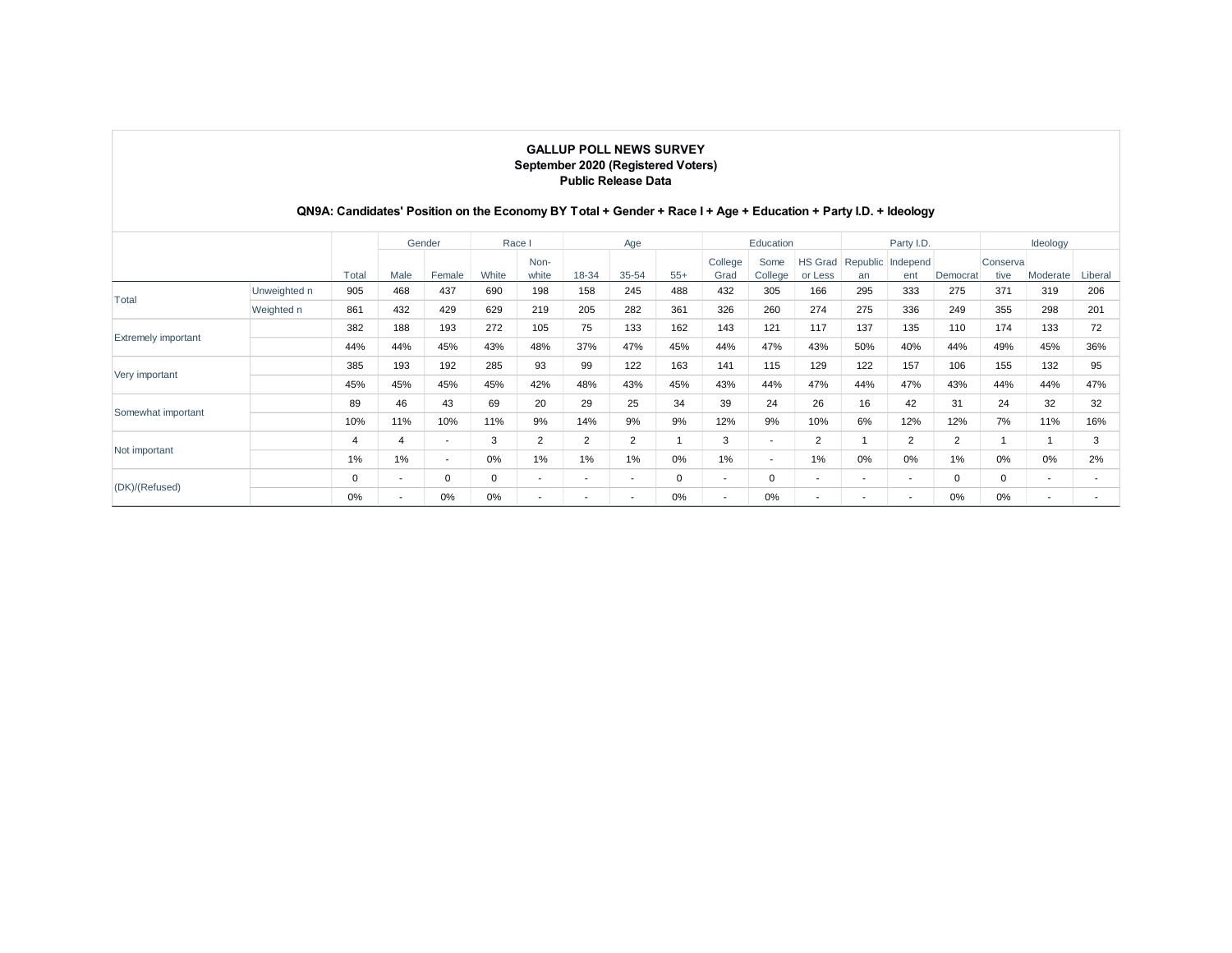**GALLUP POLL NEWS SURVEY**
**September 2020 (Registered Voters)**
**Public Release Data**

**QN9A: Candidates' Position on the Economy BY Total + Gender + Race I + Age + Education + Party I.D. + Ideology**

| | | | Gender | | Race I | | Age | | | Education | | | Party I.D. | | | Ideology | | |
|---|---|---|---|---|---|---|---|---|---|---|---|---|---|---|---|---|---|---|
| | | Total | Male | Female | White | Non-white | 18-34 | 35-54 | 55+ | College Grad | Some College | HS Grad or Less | Republican | Independent | Democrat | Conservative | Moderate | Liberal |
| Total | Unweighted n | 905 | 468 | 437 | 690 | 198 | 158 | 245 | 488 | 432 | 305 | 166 | 295 | 333 | 275 | 371 | 319 | 206 |
| | Weighted n | 861 | 432 | 429 | 629 | 219 | 205 | 282 | 361 | 326 | 260 | 274 | 275 | 336 | 249 | 355 | 298 | 201 |
| Extremely important | | 382 | 188 | 193 | 272 | 105 | 75 | 133 | 162 | 143 | 121 | 117 | 137 | 135 | 110 | 174 | 133 | 72 |
| | | 44% | 44% | 45% | 43% | 48% | 37% | 47% | 45% | 44% | 47% | 43% | 50% | 40% | 44% | 49% | 45% | 36% |
| Very important | | 385 | 193 | 192 | 285 | 93 | 99 | 122 | 163 | 141 | 115 | 129 | 122 | 157 | 106 | 155 | 132 | 95 |
| | | 45% | 45% | 45% | 45% | 42% | 48% | 43% | 45% | 43% | 44% | 47% | 44% | 47% | 43% | 44% | 44% | 47% |
| Somewhat important | | 89 | 46 | 43 | 69 | 20 | 29 | 25 | 34 | 39 | 24 | 26 | 16 | 42 | 31 | 24 | 32 | 32 |
| | | 10% | 11% | 10% | 11% | 9% | 14% | 9% | 9% | 12% | 9% | 10% | 6% | 12% | 12% | 7% | 11% | 16% |
| Not important | | 4 | 4 | - | 3 | 2 | 2 | 2 | 1 | 3 | - | 2 | 1 | 2 | 2 | 1 | 1 | 3 |
| | | 1% | 1% | - | 0% | 1% | 1% | 1% | 0% | 1% | - | 1% | 0% | 0% | 1% | 0% | 0% | 2% |
| (DK)/(Refused) | | 0 | - | 0 | 0 | - | - | - | 0 | - | 0 | - | - | - | 0 | 0 | - | - |
| | | 0% | - | 0% | 0% | - | - | - | 0% | - | 0% | - | - | - | 0% | 0% | - | - |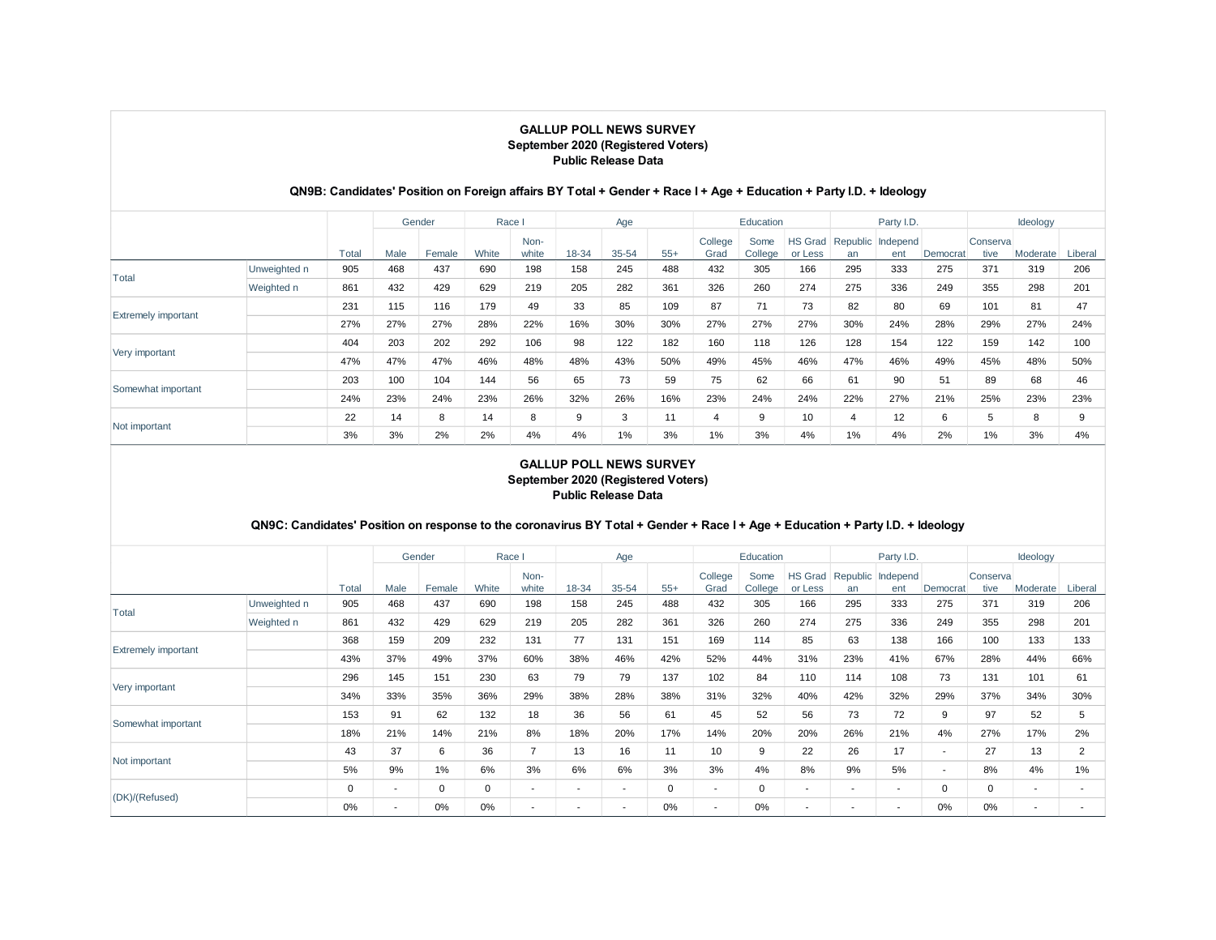**GALLUP POLL NEWS SURVEY**
**September 2020 (Registered Voters)**
**Public Release Data**

**QN9B: Candidates' Position on Foreign affairs BY Total + Gender + Race I + Age + Education + Party I.D. + Ideology**

| | | | Gender | | Race I | | Age | | | Education | | | Party I.D. | | | Ideology | | |
|---|---|---|---|---|---|---|---|---|---|---|---|---|---|---|---|---|---|---|
| | | Total | Male | Female | White | Non-white | 18-34 | 35-54 | 55+ | College Grad | Some College | HS Grad or Less | Republican | Independent | Democrat | Conservative | Moderate | Liberal |
| Total | Unweighted n | 905 | 468 | 437 | 690 | 198 | 158 | 245 | 488 | 432 | 305 | 166 | 295 | 333 | 275 | 371 | 319 | 206 |
| | Weighted n | 861 | 432 | 429 | 629 | 219 | 205 | 282 | 361 | 326 | 260 | 274 | 275 | 336 | 249 | 355 | 298 | 201 |
| Extremely important | | 231 | 115 | 116 | 179 | 49 | 33 | 85 | 109 | 87 | 71 | 73 | 82 | 80 | 69 | 101 | 81 | 47 |
| | | 27% | 27% | 27% | 28% | 22% | 16% | 30% | 30% | 27% | 27% | 27% | 30% | 24% | 28% | 29% | 27% | 24% |
| Very important | | 404 | 203 | 202 | 292 | 106 | 98 | 122 | 182 | 160 | 118 | 126 | 128 | 154 | 122 | 159 | 142 | 100 |
| | | 47% | 47% | 47% | 46% | 48% | 48% | 43% | 50% | 49% | 45% | 46% | 47% | 46% | 49% | 45% | 48% | 50% |
| Somewhat important | | 203 | 100 | 104 | 144 | 56 | 65 | 73 | 59 | 75 | 62 | 66 | 61 | 90 | 51 | 89 | 68 | 46 |
| | | 24% | 23% | 24% | 23% | 26% | 32% | 26% | 16% | 23% | 24% | 24% | 22% | 27% | 21% | 25% | 23% | 23% |
| Not important | | 22 | 14 | 8 | 14 | 8 | 9 | 3 | 11 | 4 | 9 | 10 | 4 | 12 | 6 | 5 | 8 | 9 |
| | | 3% | 3% | 2% | 2% | 4% | 4% | 1% | 3% | 1% | 3% | 4% | 1% | 4% | 2% | 1% | 3% | 4% |

**GALLUP POLL NEWS SURVEY**
**September 2020 (Registered Voters)**
**Public Release Data**

**QN9C: Candidates' Position on response to the coronavirus BY Total + Gender + Race I + Age + Education + Party I.D. + Ideology**

| | | | Gender | | Race I | | Age | | | Education | | | Party I.D. | | | Ideology | | |
|---|---|---|---|---|---|---|---|---|---|---|---|---|---|---|---|---|---|---|
| | | Total | Male | Female | White | Non-white | 18-34 | 35-54 | 55+ | College Grad | Some College | HS Grad or Less | Republican | Independent | Democrat | Conservative | Moderate | Liberal |
| Total | Unweighted n | 905 | 468 | 437 | 690 | 198 | 158 | 245 | 488 | 432 | 305 | 166 | 295 | 333 | 275 | 371 | 319 | 206 |
| | Weighted n | 861 | 432 | 429 | 629 | 219 | 205 | 282 | 361 | 326 | 260 | 274 | 275 | 336 | 249 | 355 | 298 | 201 |
| Extremely important | | 368 | 159 | 209 | 232 | 131 | 77 | 131 | 151 | 169 | 114 | 85 | 63 | 138 | 166 | 100 | 133 | 133 |
| | | 43% | 37% | 49% | 37% | 60% | 38% | 46% | 42% | 52% | 44% | 31% | 23% | 41% | 67% | 28% | 44% | 66% |
| Very important | | 296 | 145 | 151 | 230 | 63 | 79 | 79 | 137 | 102 | 84 | 110 | 114 | 108 | 73 | 131 | 101 | 61 |
| | | 34% | 33% | 35% | 36% | 29% | 38% | 28% | 38% | 31% | 32% | 40% | 42% | 32% | 29% | 37% | 34% | 30% |
| Somewhat important | | 153 | 91 | 62 | 132 | 18 | 36 | 56 | 61 | 45 | 52 | 56 | 73 | 72 | 9 | 97 | 52 | 5 |
| | | 18% | 21% | 14% | 21% | 8% | 18% | 20% | 17% | 14% | 20% | 20% | 26% | 21% | 4% | 27% | 17% | 2% |
| Not important | | 43 | 37 | 6 | 36 | 7 | 13 | 16 | 11 | 10 | 9 | 22 | 26 | 17 | - | 27 | 13 | 2 |
| | | 5% | 9% | 1% | 6% | 3% | 6% | 6% | 3% | 3% | 4% | 8% | 9% | 5% | - | 8% | 4% | 1% |
| (DK)/(Refused) | | 0 | - | 0 | 0 | - | - | - | 0 | - | 0 | - | - | - | 0 | 0 | - | - |
| | | 0% | - | 0% | 0% | - | - | - | 0% | - | 0% | - | - | - | 0% | 0% | - | - |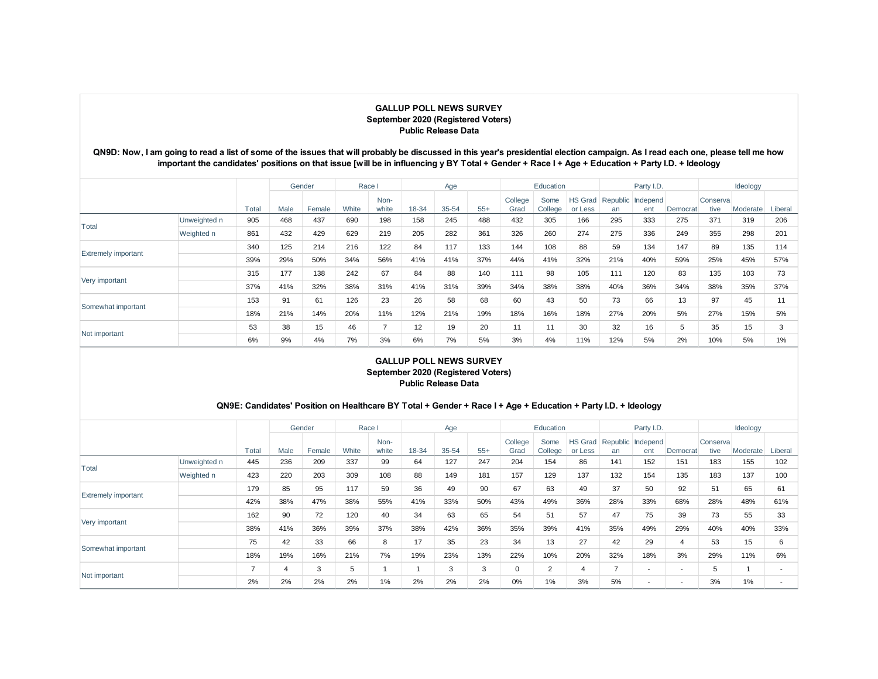**GALLUP POLL NEWS SURVEY**
**September 2020 (Registered Voters)**
**Public Release Data**

**QN9D: Now, I am going to read a list of some of the issues that will probably be discussed in this year's presidential election campaign. As I read each one, please tell me how important the candidates' positions on that issue [will be in influencing y BY Total + Gender + Race I + Age + Education + Party I.D. + Ideology**

| | | | Gender | | Race I | | Age | | | Education | | | Party I.D. | | | Ideology | | |
|---|---|---|---|---|---|---|---|---|---|---|---|---|---|---|---|---|---|---|
| | | Total | Male | Female | White | Non-white | 18-34 | 35-54 | 55+ | College Grad | Some College | HS Grad or Less | Republican | Independent | Democrat | Conservative | Moderate | Liberal |
| Total | Unweighted n | 905 | 468 | 437 | 690 | 198 | 158 | 245 | 488 | 432 | 305 | 166 | 295 | 333 | 275 | 371 | 319 | 206 |
| | Weighted n | 861 | 432 | 429 | 629 | 219 | 205 | 282 | 361 | 326 | 260 | 274 | 275 | 336 | 249 | 355 | 298 | 201 |
| Extremely important | | 340 | 125 | 214 | 216 | 122 | 84 | 117 | 133 | 144 | 108 | 88 | 59 | 134 | 147 | 89 | 135 | 114 |
| | | 39% | 29% | 50% | 34% | 56% | 41% | 41% | 37% | 44% | 41% | 32% | 21% | 40% | 59% | 25% | 45% | 57% |
| Very important | | 315 | 177 | 138 | 242 | 67 | 84 | 88 | 140 | 111 | 98 | 105 | 111 | 120 | 83 | 135 | 103 | 73 |
| | | 37% | 41% | 32% | 38% | 31% | 41% | 31% | 39% | 34% | 38% | 38% | 40% | 36% | 34% | 38% | 35% | 37% |
| Somewhat important | | 153 | 91 | 61 | 126 | 23 | 26 | 58 | 68 | 60 | 43 | 50 | 73 | 66 | 13 | 97 | 45 | 11 |
| | | 18% | 21% | 14% | 20% | 11% | 12% | 21% | 19% | 18% | 16% | 18% | 27% | 20% | 5% | 27% | 15% | 5% |
| Not important | | 53 | 38 | 15 | 46 | 7 | 12 | 19 | 20 | 11 | 11 | 30 | 32 | 16 | 5 | 35 | 15 | 3 |
| | | 6% | 9% | 4% | 7% | 3% | 6% | 7% | 5% | 3% | 4% | 11% | 12% | 5% | 2% | 10% | 5% | 1% |

**GALLUP POLL NEWS SURVEY**
**September 2020 (Registered Voters)**
**Public Release Data**

**QN9E: Candidates' Position on Healthcare BY Total + Gender + Race I + Age + Education + Party I.D. + Ideology**

| | | | Gender | | Race I | | Age | | | Education | | | Party I.D. | | | Ideology | | |
|---|---|---|---|---|---|---|---|---|---|---|---|---|---|---|---|---|---|---|
| | | Total | Male | Female | White | Non-white | 18-34 | 35-54 | 55+ | College Grad | Some College | HS Grad or Less | Republican | Independent | Democrat | Conservative | Moderate | Liberal |
| Total | Unweighted n | 445 | 236 | 209 | 337 | 99 | 64 | 127 | 247 | 204 | 154 | 86 | 141 | 152 | 151 | 183 | 155 | 102 |
| | Weighted n | 423 | 220 | 203 | 309 | 108 | 88 | 149 | 181 | 157 | 129 | 137 | 132 | 154 | 135 | 183 | 137 | 100 |
| Extremely important | | 179 | 85 | 95 | 117 | 59 | 36 | 49 | 90 | 67 | 63 | 49 | 37 | 50 | 92 | 51 | 65 | 61 |
| | | 42% | 38% | 47% | 38% | 55% | 41% | 33% | 50% | 43% | 49% | 36% | 28% | 33% | 68% | 28% | 48% | 61% |
| Very important | | 162 | 90 | 72 | 120 | 40 | 34 | 63 | 65 | 54 | 51 | 57 | 47 | 75 | 39 | 73 | 55 | 33 |
| | | 38% | 41% | 36% | 39% | 37% | 38% | 42% | 36% | 35% | 39% | 41% | 35% | 49% | 29% | 40% | 40% | 33% |
| Somewhat important | | 75 | 42 | 33 | 66 | 8 | 17 | 35 | 23 | 34 | 13 | 27 | 42 | 29 | 4 | 53 | 15 | 6 |
| | | 18% | 19% | 16% | 21% | 7% | 19% | 23% | 13% | 22% | 10% | 20% | 32% | 18% | 3% | 29% | 11% | 6% |
| Not important | | 7 | 4 | 3 | 5 | 1 | 1 | 3 | 3 | 0 | 2 | 4 | 7 | - | - | 5 | 1 | - |
| | | 2% | 2% | 2% | 2% | 1% | 2% | 2% | 2% | 0% | 1% | 3% | 5% | - | - | 3% | 1% | - |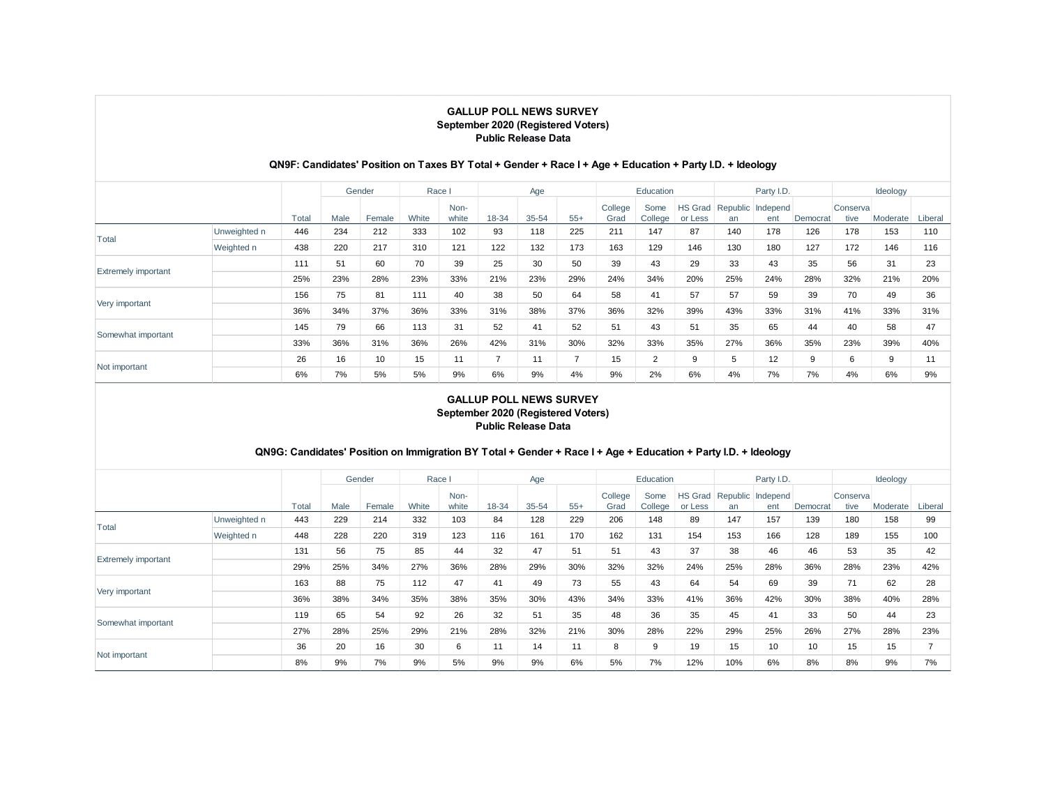**GALLUP POLL NEWS SURVEY**
**September 2020 (Registered Voters)**
**Public Release Data**

**QN9F: Candidates' Position on Taxes BY Total + Gender + Race I + Age + Education + Party I.D. + Ideology**

| | | | Gender | | Race I | | Age | | | Education | | | Party I.D. | | | Ideology | | |
|---|---|---|---|---|---|---|---|---|---|---|---|---|---|---|---|---|---|---|
| | | Total | Male | Female | White | Non-white | 18-34 | 35-54 | 55+ | College Grad | Some College | HS Grad or Less | Republican | Independent | Democrat | Conservative | Moderate | Liberal |
| Total | Unweighted n | 446 | 234 | 212 | 333 | 102 | 93 | 118 | 225 | 211 | 147 | 87 | 140 | 178 | 126 | 178 | 153 | 110 |
| | Weighted n | 438 | 220 | 217 | 310 | 121 | 122 | 132 | 173 | 163 | 129 | 146 | 130 | 180 | 127 | 172 | 146 | 116 |
| Extremely important | | 111 | 51 | 60 | 70 | 39 | 25 | 30 | 50 | 39 | 43 | 29 | 33 | 43 | 35 | 56 | 31 | 23 |
| | | 25% | 23% | 28% | 23% | 33% | 21% | 23% | 29% | 24% | 34% | 20% | 25% | 24% | 28% | 32% | 21% | 20% |
| Very important | | 156 | 75 | 81 | 111 | 40 | 38 | 50 | 64 | 58 | 41 | 57 | 57 | 59 | 39 | 70 | 49 | 36 |
| | | 36% | 34% | 37% | 36% | 33% | 31% | 38% | 37% | 36% | 32% | 39% | 43% | 33% | 31% | 41% | 33% | 31% |
| Somewhat important | | 145 | 79 | 66 | 113 | 31 | 52 | 41 | 52 | 51 | 43 | 51 | 35 | 65 | 44 | 40 | 58 | 47 |
| | | 33% | 36% | 31% | 36% | 26% | 42% | 31% | 30% | 32% | 33% | 35% | 27% | 36% | 35% | 23% | 39% | 40% |
| Not important | | 26 | 16 | 10 | 15 | 11 | 7 | 11 | 7 | 15 | 2 | 9 | 5 | 12 | 9 | 6 | 9 | 11 |
| | | 6% | 7% | 5% | 5% | 9% | 6% | 9% | 4% | 9% | 2% | 6% | 4% | 7% | 7% | 4% | 6% | 9% |

**GALLUP POLL NEWS SURVEY**
**September 2020 (Registered Voters)**
**Public Release Data**

**QN9G: Candidates' Position on Immigration BY Total + Gender + Race I + Age + Education + Party I.D. + Ideology**

| | | | Gender | | Race I | | Age | | | Education | | | Party I.D. | | | Ideology | | |
|---|---|---|---|---|---|---|---|---|---|---|---|---|---|---|---|---|---|---|
| | | Total | Male | Female | White | Non-white | 18-34 | 35-54 | 55+ | College Grad | Some College | HS Grad or Less | Republican | Independent | Democrat | Conservative | Moderate | Liberal |
| Total | Unweighted n | 443 | 229 | 214 | 332 | 103 | 84 | 128 | 229 | 206 | 148 | 89 | 147 | 157 | 139 | 180 | 158 | 99 |
| | Weighted n | 448 | 228 | 220 | 319 | 123 | 116 | 161 | 170 | 162 | 131 | 154 | 153 | 166 | 128 | 189 | 155 | 100 |
| Extremely important | | 131 | 56 | 75 | 85 | 44 | 32 | 47 | 51 | 51 | 43 | 37 | 38 | 46 | 46 | 53 | 35 | 42 |
| | | 29% | 25% | 34% | 27% | 36% | 28% | 29% | 30% | 32% | 32% | 24% | 25% | 28% | 36% | 28% | 23% | 42% |
| Very important | | 163 | 88 | 75 | 112 | 47 | 41 | 49 | 73 | 55 | 43 | 64 | 54 | 69 | 39 | 71 | 62 | 28 |
| | | 36% | 38% | 34% | 35% | 38% | 35% | 30% | 43% | 34% | 33% | 41% | 36% | 42% | 30% | 38% | 40% | 28% |
| Somewhat important | | 119 | 65 | 54 | 92 | 26 | 32 | 51 | 35 | 48 | 36 | 35 | 45 | 41 | 33 | 50 | 44 | 23 |
| | | 27% | 28% | 25% | 29% | 21% | 28% | 32% | 21% | 30% | 28% | 22% | 29% | 25% | 26% | 27% | 28% | 23% |
| Not important | | 36 | 20 | 16 | 30 | 6 | 11 | 14 | 11 | 8 | 9 | 19 | 15 | 10 | 10 | 15 | 15 | 7 |
| | | 8% | 9% | 7% | 9% | 5% | 9% | 9% | 6% | 5% | 7% | 12% | 10% | 6% | 8% | 8% | 9% | 7% |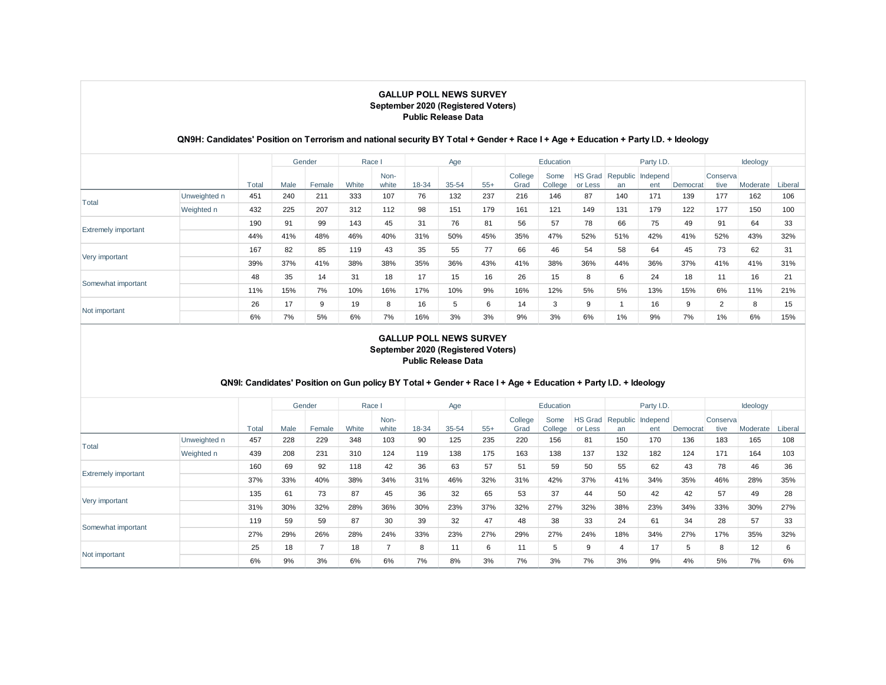**GALLUP POLL NEWS SURVEY**
**September 2020 (Registered Voters)**
**Public Release Data**

**QN9H: Candidates' Position on Terrorism and national security BY Total + Gender + Race I + Age + Education + Party I.D. + Ideology**

| | | | Gender | | Race I | | Age | | | Education | | | Party I.D. | | | Ideology | | |
|---|---|---|---|---|---|---|---|---|---|---|---|---|---|---|---|---|---|---|
| | | Total | Male | Female | White | Non-white | 18-34 | 35-54 | 55+ | College Grad | Some College | HS Grad or Less | Republican | Independent | Democrat | Conservative | Moderate | Liberal |
| Total | Unweighted n | 451 | 240 | 211 | 333 | 107 | 76 | 132 | 237 | 216 | 146 | 87 | 140 | 171 | 139 | 177 | 162 | 106 |
| | Weighted n | 432 | 225 | 207 | 312 | 112 | 98 | 151 | 179 | 161 | 121 | 149 | 131 | 179 | 122 | 177 | 150 | 100 |
| Extremely important | | 190 | 91 | 99 | 143 | 45 | 31 | 76 | 81 | 56 | 57 | 78 | 66 | 75 | 49 | 91 | 64 | 33 |
| | | 44% | 41% | 48% | 46% | 40% | 31% | 50% | 45% | 35% | 47% | 52% | 51% | 42% | 41% | 52% | 43% | 32% |
| Very important | | 167 | 82 | 85 | 119 | 43 | 35 | 55 | 77 | 66 | 46 | 54 | 58 | 64 | 45 | 73 | 62 | 31 |
| | | 39% | 37% | 41% | 38% | 38% | 35% | 36% | 43% | 41% | 38% | 36% | 44% | 36% | 37% | 41% | 41% | 31% |
| Somewhat important | | 48 | 35 | 14 | 31 | 18 | 17 | 15 | 16 | 26 | 15 | 8 | 6 | 24 | 18 | 11 | 16 | 21 |
| | | 11% | 15% | 7% | 10% | 16% | 17% | 10% | 9% | 16% | 12% | 5% | 5% | 13% | 15% | 6% | 11% | 21% |
| Not important | | 26 | 17 | 9 | 19 | 8 | 16 | 5 | 6 | 14 | 3 | 9 | 1 | 16 | 9 | 2 | 8 | 15 |
| | | 6% | 7% | 5% | 6% | 7% | 16% | 3% | 3% | 9% | 3% | 6% | 1% | 9% | 7% | 1% | 6% | 15% |

**GALLUP POLL NEWS SURVEY**
**September 2020 (Registered Voters)**
**Public Release Data**

**QN9I: Candidates' Position on Gun policy BY Total + Gender + Race I + Age + Education + Party I.D. + Ideology**

| | | | Gender | | Race I | | Age | | | Education | | | Party I.D. | | | Ideology | | |
|---|---|---|---|---|---|---|---|---|---|---|---|---|---|---|---|---|---|---|
| | | Total | Male | Female | White | Non-white | 18-34 | 35-54 | 55+ | College Grad | Some College | HS Grad or Less | Republican | Independent | Democrat | Conservative | Moderate | Liberal |
| Total | Unweighted n | 457 | 228 | 229 | 348 | 103 | 90 | 125 | 235 | 220 | 156 | 81 | 150 | 170 | 136 | 183 | 165 | 108 |
| | Weighted n | 439 | 208 | 231 | 310 | 124 | 119 | 138 | 175 | 163 | 138 | 137 | 132 | 182 | 124 | 171 | 164 | 103 |
| Extremely important | | 160 | 69 | 92 | 118 | 42 | 36 | 63 | 57 | 51 | 59 | 50 | 55 | 62 | 43 | 78 | 46 | 36 |
| | | 37% | 33% | 40% | 38% | 34% | 31% | 46% | 32% | 31% | 42% | 37% | 41% | 34% | 35% | 46% | 28% | 35% |
| Very important | | 135 | 61 | 73 | 87 | 45 | 36 | 32 | 65 | 53 | 37 | 44 | 50 | 42 | 42 | 57 | 49 | 28 |
| | | 31% | 30% | 32% | 28% | 36% | 30% | 23% | 37% | 32% | 27% | 32% | 38% | 23% | 34% | 33% | 30% | 27% |
| Somewhat important | | 119 | 59 | 59 | 87 | 30 | 39 | 32 | 47 | 48 | 38 | 33 | 24 | 61 | 34 | 28 | 57 | 33 |
| | | 27% | 29% | 26% | 28% | 24% | 33% | 23% | 27% | 29% | 27% | 24% | 18% | 34% | 27% | 17% | 35% | 32% |
| Not important | | 25 | 18 | 7 | 18 | 7 | 8 | 11 | 6 | 11 | 5 | 9 | 4 | 17 | 5 | 8 | 12 | 6 |
| | | 6% | 9% | 3% | 6% | 6% | 7% | 8% | 3% | 7% | 3% | 7% | 3% | 9% | 4% | 5% | 7% | 6% |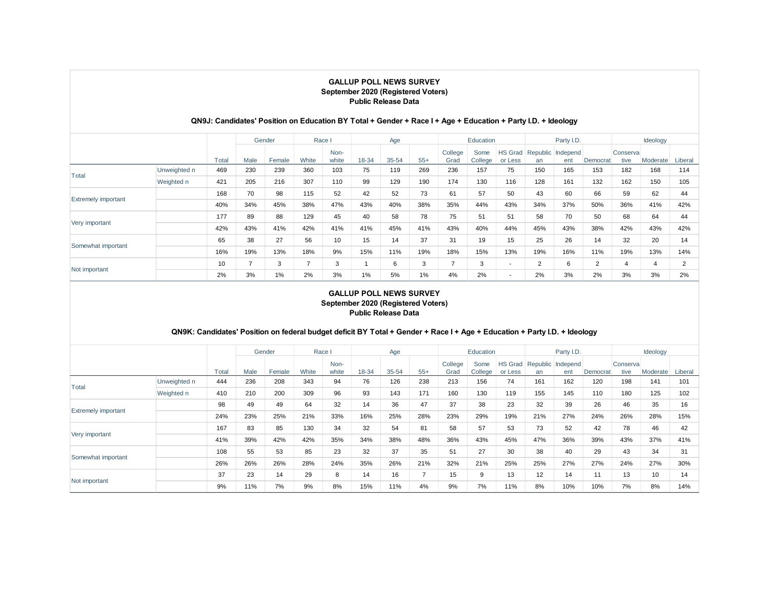**GALLUP POLL NEWS SURVEY**
**September 2020 (Registered Voters)**
**Public Release Data**

**QN9J: Candidates' Position on Education BY Total + Gender + Race I + Age + Education + Party I.D. + Ideology**

| | | | Gender | | Race I | | Age | | | Education | | | Party I.D. | | | Ideology | | |
|---|---|---|---|---|---|---|---|---|---|---|---|---|---|---|---|---|---|---|
| | | Total | Male | Female | White | Non-white | 18-34 | 35-54 | 55+ | College Grad | Some College | HS Grad or Less | Republican | Independent | Democrat | Conservative | Moderate | Liberal |
| Total | Unweighted n | 469 | 230 | 239 | 360 | 103 | 75 | 119 | 269 | 236 | 157 | 75 | 150 | 165 | 153 | 182 | 168 | 114 |
| | Weighted n | 421 | 205 | 216 | 307 | 110 | 99 | 129 | 190 | 174 | 130 | 116 | 128 | 161 | 132 | 162 | 150 | 105 |
| Extremely important | | 168 | 70 | 98 | 115 | 52 | 42 | 52 | 73 | 61 | 57 | 50 | 43 | 60 | 66 | 59 | 62 | 44 |
| | | 40% | 34% | 45% | 38% | 47% | 43% | 40% | 38% | 35% | 44% | 43% | 34% | 37% | 50% | 36% | 41% | 42% |
| Very important | | 177 | 89 | 88 | 129 | 45 | 40 | 58 | 78 | 75 | 51 | 51 | 58 | 70 | 50 | 68 | 64 | 44 |
| | | 42% | 43% | 41% | 42% | 41% | 41% | 45% | 41% | 43% | 40% | 44% | 45% | 43% | 38% | 42% | 43% | 42% |
| Somewhat important | | 65 | 38 | 27 | 56 | 10 | 15 | 14 | 37 | 31 | 19 | 15 | 25 | 26 | 14 | 32 | 20 | 14 |
| | | 16% | 19% | 13% | 18% | 9% | 15% | 11% | 19% | 18% | 15% | 13% | 19% | 16% | 11% | 19% | 13% | 14% |
| Not important | | 10 | 7 | 3 | 7 | 3 | 1 | 6 | 3 | 7 | 3 | - | 2 | 6 | 2 | 4 | 4 | 2 |
| | | 2% | 3% | 1% | 2% | 3% | 1% | 5% | 1% | 4% | 2% | - | 2% | 3% | 2% | 3% | 3% | 2% |

**GALLUP POLL NEWS SURVEY**
**September 2020 (Registered Voters)**
**Public Release Data**

**QN9K: Candidates' Position on federal budget deficit BY Total + Gender + Race I + Age + Education + Party I.D. + Ideology**

| | | | Gender | | Race I | | Age | | | Education | | | Party I.D. | | | Ideology | | |
|---|---|---|---|---|---|---|---|---|---|---|---|---|---|---|---|---|---|---|
| | | Total | Male | Female | White | Non-white | 18-34 | 35-54 | 55+ | College Grad | Some College | HS Grad or Less | Republican | Independent | Democrat | Conservative | Moderate | Liberal |
| Total | Unweighted n | 444 | 236 | 208 | 343 | 94 | 76 | 126 | 238 | 213 | 156 | 74 | 161 | 162 | 120 | 198 | 141 | 101 |
| | Weighted n | 410 | 210 | 200 | 309 | 96 | 93 | 143 | 171 | 160 | 130 | 119 | 155 | 145 | 110 | 180 | 125 | 102 |
| Extremely important | | 98 | 49 | 49 | 64 | 32 | 14 | 36 | 47 | 37 | 38 | 23 | 32 | 39 | 26 | 46 | 35 | 16 |
| | | 24% | 23% | 25% | 21% | 33% | 16% | 25% | 28% | 23% | 29% | 19% | 21% | 27% | 24% | 26% | 28% | 15% |
| Very important | | 167 | 83 | 85 | 130 | 34 | 32 | 54 | 81 | 58 | 57 | 53 | 73 | 52 | 42 | 78 | 46 | 42 |
| | | 41% | 39% | 42% | 42% | 35% | 34% | 38% | 48% | 36% | 43% | 45% | 47% | 36% | 39% | 43% | 37% | 41% |
| Somewhat important | | 108 | 55 | 53 | 85 | 23 | 32 | 37 | 35 | 51 | 27 | 30 | 38 | 40 | 29 | 43 | 34 | 31 |
| | | 26% | 26% | 26% | 28% | 24% | 35% | 26% | 21% | 32% | 21% | 25% | 25% | 27% | 27% | 24% | 27% | 30% |
| Not important | | 37 | 23 | 14 | 29 | 8 | 14 | 16 | 7 | 15 | 9 | 13 | 12 | 14 | 11 | 13 | 10 | 14 |
| | | 9% | 11% | 7% | 9% | 8% | 15% | 11% | 4% | 9% | 7% | 11% | 8% | 10% | 10% | 7% | 8% | 14% |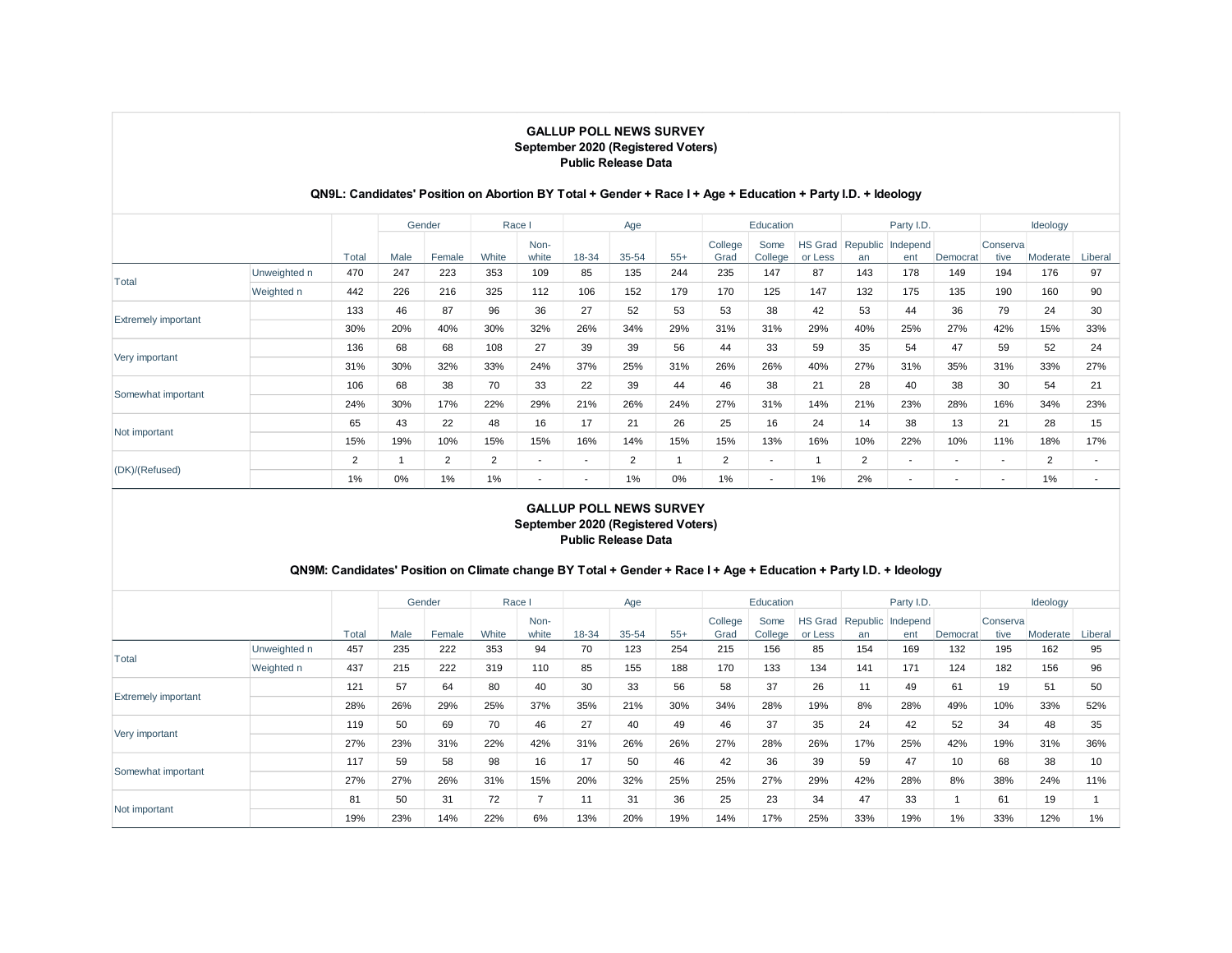## GALLUP POLL NEWS SURVEY
**September 2020 (Registered Voters)**
**Public Release Data**

### QN9L: Candidates' Position on Abortion BY Total + Gender + Race I + Age + Education + Party I.D. + Ideology

| | | | Gender | | Race I | | Age | | | Education | | | Party I.D. | | | Ideology | | |
|---|---|---|---|---|---|---|---|---|---|---|---|---|---|---|---|---|---|---|
| | | Total | Male | Female | White | Non-white | 18-34 | 35-54 | 55+ | College Grad | Some College | HS Grad or Less | Republican | Independent | Democrat | Conservative | Moderate | Liberal |
| Total | Unweighted n | 470 | 247 | 223 | 353 | 109 | 85 | 135 | 244 | 235 | 147 | 87 | 143 | 178 | 149 | 194 | 176 | 97 |
| | Weighted n | 442 | 226 | 216 | 325 | 112 | 106 | 152 | 179 | 170 | 125 | 147 | 132 | 175 | 135 | 190 | 160 | 90 |
| Extremely important | | 133 | 46 | 87 | 96 | 36 | 27 | 52 | 53 | 53 | 38 | 42 | 53 | 44 | 36 | 79 | 24 | 30 |
| | | 30% | 20% | 40% | 30% | 32% | 26% | 34% | 29% | 31% | 31% | 29% | 40% | 25% | 27% | 42% | 15% | 33% |
| Very important | | 136 | 68 | 68 | 108 | 27 | 39 | 39 | 56 | 44 | 33 | 59 | 35 | 54 | 47 | 59 | 52 | 24 |
| | | 31% | 30% | 32% | 33% | 24% | 37% | 25% | 31% | 26% | 26% | 40% | 27% | 31% | 35% | 31% | 33% | 27% |
| Somewhat important | | 106 | 68 | 38 | 70 | 33 | 22 | 39 | 44 | 46 | 38 | 21 | 28 | 40 | 38 | 30 | 54 | 21 |
| | | 24% | 30% | 17% | 22% | 29% | 21% | 26% | 24% | 27% | 31% | 14% | 21% | 23% | 28% | 16% | 34% | 23% |
| Not important | | 65 | 43 | 22 | 48 | 16 | 17 | 21 | 26 | 25 | 16 | 24 | 14 | 38 | 13 | 21 | 28 | 15 |
| | | 15% | 19% | 10% | 15% | 15% | 16% | 14% | 15% | 15% | 13% | 16% | 10% | 22% | 10% | 11% | 18% | 17% |
| (DK)/(Refused) | | 2 | 1 | 2 | 2 | - | - | 2 | 1 | 2 | - | 1 | 2 | - | - | - | 2 | - |
| | | 1% | 0% | 1% | 1% | - | - | 1% | 0% | 1% | - | 1% | 2% | - | - | - | 1% | - |

## GALLUP POLL NEWS SURVEY
**September 2020 (Registered Voters)**
**Public Release Data**

### QN9M: Candidates' Position on Climate change BY Total + Gender + Race I + Age + Education + Party I.D. + Ideology

| | | | Gender | | Race I | | Age | | | Education | | | Party I.D. | | | Ideology | | |
|---|---|---|---|---|---|---|---|---|---|---|---|---|---|---|---|---|---|---|
| | | Total | Male | Female | White | Non-white | 18-34 | 35-54 | 55+ | College Grad | Some College | HS Grad or Less | Republican | Independent | Democrat | Conservative | Moderate | Liberal |
| Total | Unweighted n | 457 | 235 | 222 | 353 | 94 | 70 | 123 | 254 | 215 | 156 | 85 | 154 | 169 | 132 | 195 | 162 | 95 |
| | Weighted n | 437 | 215 | 222 | 319 | 110 | 85 | 155 | 188 | 170 | 133 | 134 | 141 | 171 | 124 | 182 | 156 | 96 |
| Extremely important | | 121 | 57 | 64 | 80 | 40 | 30 | 33 | 56 | 58 | 37 | 26 | 11 | 49 | 61 | 19 | 51 | 50 |
| | | 28% | 26% | 29% | 25% | 37% | 35% | 21% | 30% | 34% | 28% | 19% | 8% | 28% | 49% | 10% | 33% | 52% |
| Very important | | 119 | 50 | 69 | 70 | 46 | 27 | 40 | 49 | 46 | 37 | 35 | 24 | 42 | 52 | 34 | 48 | 35 |
| | | 27% | 23% | 31% | 22% | 42% | 31% | 26% | 26% | 27% | 28% | 26% | 17% | 25% | 42% | 19% | 31% | 36% |
| Somewhat important | | 117 | 59 | 58 | 98 | 16 | 17 | 50 | 46 | 42 | 36 | 39 | 59 | 47 | 10 | 68 | 38 | 10 |
| | | 27% | 27% | 26% | 31% | 15% | 20% | 32% | 25% | 25% | 27% | 29% | 42% | 28% | 8% | 38% | 24% | 11% |
| Not important | | 81 | 50 | 31 | 72 | 7 | 11 | 31 | 36 | 25 | 23 | 34 | 47 | 33 | 1 | 61 | 19 | 1 |
| | | 19% | 23% | 14% | 22% | 6% | 13% | 20% | 19% | 14% | 17% | 25% | 33% | 19% | 1% | 33% | 12% | 1% |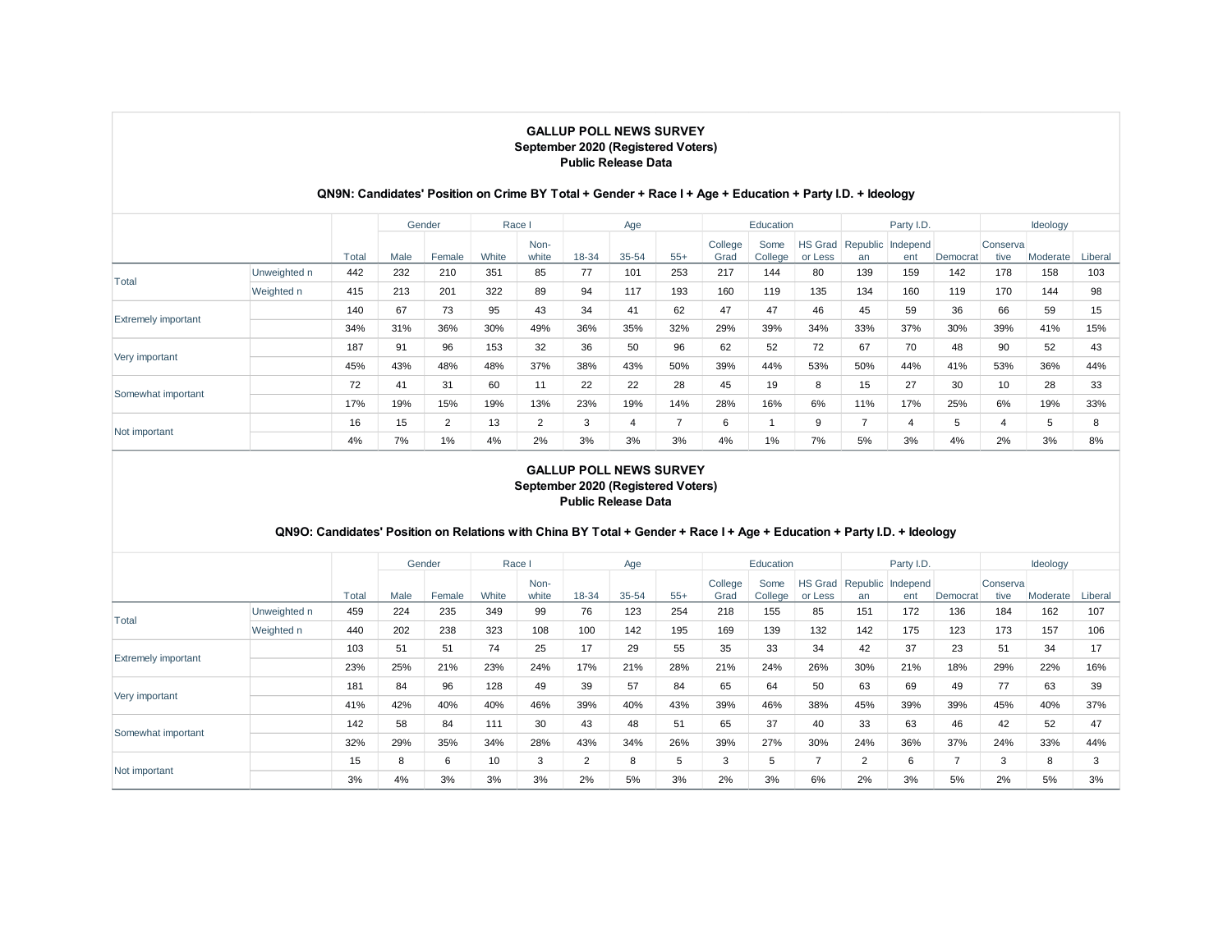**GALLUP POLL NEWS SURVEY**
**September 2020 (Registered Voters)**
**Public Release Data**

**QN9N: Candidates' Position on Crime BY Total + Gender + Race I + Age + Education + Party I.D. + Ideology**

| | | | Gender | | Race I | | Age | | | Education | | | Party I.D. | | | Ideology | | |
|---|---|---|---|---|---|---|---|---|---|---|---|---|---|---|---|---|---|---|
| | | Total | Male | Female | White | Non-white | 18-34 | 35-54 | 55+ | College Grad | Some College | HS Grad or Less | Republican | Independent | Democrat | Conservative | Moderate | Liberal |
| Total | Unweighted n | 442 | 232 | 210 | 351 | 85 | 77 | 101 | 253 | 217 | 144 | 80 | 139 | 159 | 142 | 178 | 158 | 103 |
| | Weighted n | 415 | 213 | 201 | 322 | 89 | 94 | 117 | 193 | 160 | 119 | 135 | 134 | 160 | 119 | 170 | 144 | 98 |
| Extremely important | | 140 | 67 | 73 | 95 | 43 | 34 | 41 | 62 | 47 | 47 | 46 | 45 | 59 | 36 | 66 | 59 | 15 |
| | | 34% | 31% | 36% | 30% | 49% | 36% | 35% | 32% | 29% | 39% | 34% | 33% | 37% | 30% | 39% | 41% | 15% |
| Very important | | 187 | 91 | 96 | 153 | 32 | 36 | 50 | 96 | 62 | 52 | 72 | 67 | 70 | 48 | 90 | 52 | 43 |
| | | 45% | 43% | 48% | 48% | 37% | 38% | 43% | 50% | 39% | 44% | 53% | 50% | 44% | 41% | 53% | 36% | 44% |
| Somewhat important | | 72 | 41 | 31 | 60 | 11 | 22 | 22 | 28 | 45 | 19 | 8 | 15 | 27 | 30 | 10 | 28 | 33 |
| | | 17% | 19% | 15% | 19% | 13% | 23% | 19% | 14% | 28% | 16% | 6% | 11% | 17% | 25% | 6% | 19% | 33% |
| Not important | | 16 | 15 | 2 | 13 | 2 | 3 | 4 | 7 | 6 | 1 | 9 | 7 | 4 | 5 | 4 | 5 | 8 |
| | | 4% | 7% | 1% | 4% | 2% | 3% | 3% | 3% | 4% | 1% | 7% | 5% | 3% | 4% | 2% | 3% | 8% |

**GALLUP POLL NEWS SURVEY**
**September 2020 (Registered Voters)**
**Public Release Data**

**QN9O: Candidates' Position on Relations with China BY Total + Gender + Race I + Age + Education + Party I.D. + Ideology**

| | | | Gender | | Race I | | Age | | | Education | | | Party I.D. | | | Ideology | | |
|---|---|---|---|---|---|---|---|---|---|---|---|---|---|---|---|---|---|---|
| | | Total | Male | Female | White | Non-white | 18-34 | 35-54 | 55+ | College Grad | Some College | HS Grad or Less | Republican | Independent | Democrat | Conservative | Moderate | Liberal |
| Total | Unweighted n | 459 | 224 | 235 | 349 | 99 | 76 | 123 | 254 | 218 | 155 | 85 | 151 | 172 | 136 | 184 | 162 | 107 |
| | Weighted n | 440 | 202 | 238 | 323 | 108 | 100 | 142 | 195 | 169 | 139 | 132 | 142 | 175 | 123 | 173 | 157 | 106 |
| Extremely important | | 103 | 51 | 51 | 74 | 25 | 17 | 29 | 55 | 35 | 33 | 34 | 42 | 37 | 23 | 51 | 34 | 17 |
| | | 23% | 25% | 21% | 23% | 24% | 17% | 21% | 28% | 21% | 24% | 26% | 30% | 21% | 18% | 29% | 22% | 16% |
| Very important | | 181 | 84 | 96 | 128 | 49 | 39 | 57 | 84 | 65 | 64 | 50 | 63 | 69 | 49 | 77 | 63 | 39 |
| | | 41% | 42% | 40% | 40% | 46% | 39% | 40% | 43% | 39% | 46% | 38% | 45% | 39% | 39% | 45% | 40% | 37% |
| Somewhat important | | 142 | 58 | 84 | 111 | 30 | 43 | 48 | 51 | 65 | 37 | 40 | 33 | 63 | 46 | 42 | 52 | 47 |
| | | 32% | 29% | 35% | 34% | 28% | 43% | 34% | 26% | 39% | 27% | 30% | 24% | 36% | 37% | 24% | 33% | 44% |
| Not important | | 15 | 8 | 6 | 10 | 3 | 2 | 8 | 5 | 3 | 5 | 7 | 2 | 6 | 7 | 3 | 8 | 3 |
| | | 3% | 4% | 3% | 3% | 3% | 2% | 5% | 3% | 2% | 3% | 6% | 2% | 3% | 5% | 2% | 5% | 3% |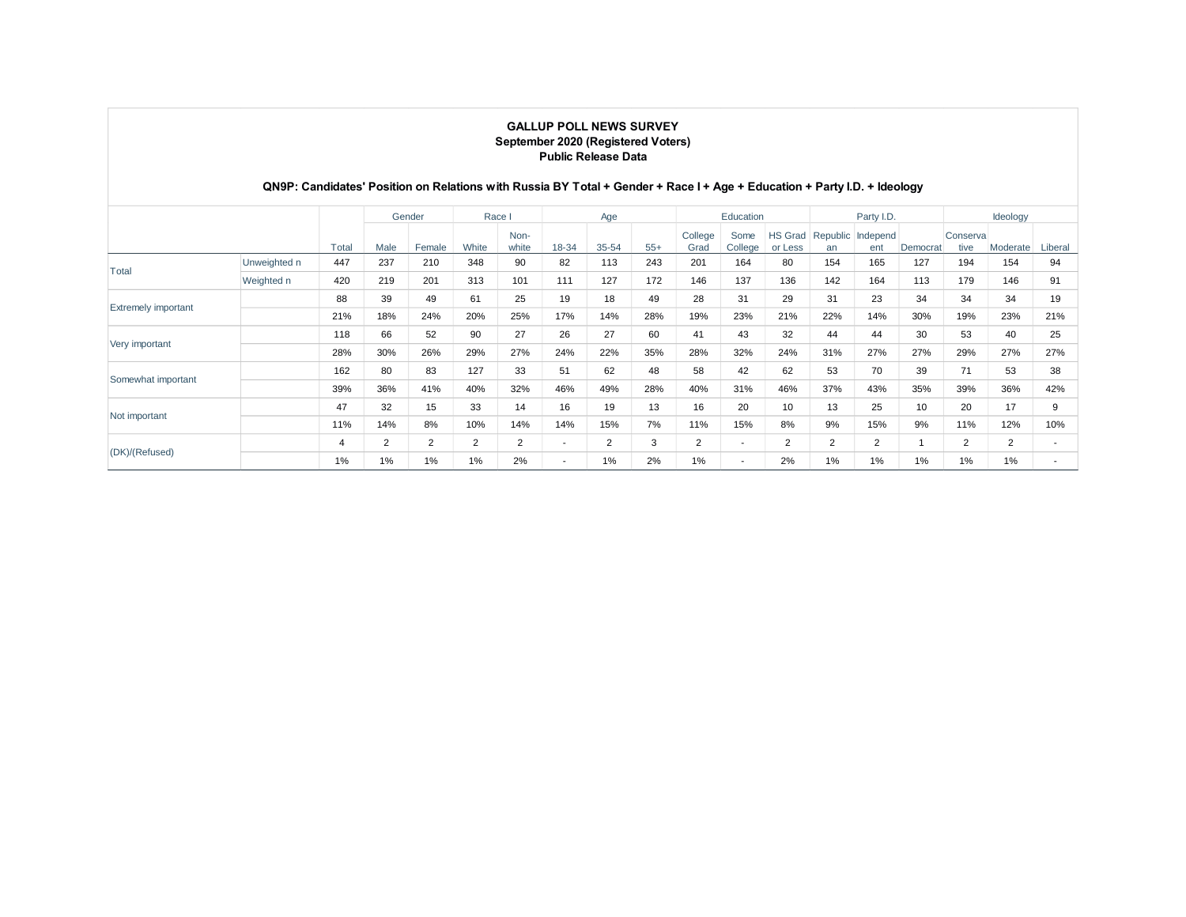**GALLUP POLL NEWS SURVEY**
**September 2020 (Registered Voters)**
**Public Release Data**

**QN9P: Candidates' Position on Relations with Russia BY Total + Gender + Race I + Age + Education + Party I.D. + Ideology**

| | | | Gender | | Race I | | Age | | | Education | | | Party I.D. | | | Ideology | | |
|---|---|---|---|---|---|---|---|---|---|---|---|---|---|---|---|---|---|---|
| | | Total | Male | Female | White | Non-white | 18-34 | 35-54 | 55+ | College Grad | Some College | HS Grad or Less | Republican | Independent | Democrat | Conservative | Moderate | Liberal |
| Total | Unweighted n | 447 | 237 | 210 | 348 | 90 | 82 | 113 | 243 | 201 | 164 | 80 | 154 | 165 | 127 | 194 | 154 | 94 |
| | Weighted n | 420 | 219 | 201 | 313 | 101 | 111 | 127 | 172 | 146 | 137 | 136 | 142 | 164 | 113 | 179 | 146 | 91 |
| Extremely important | | 88 | 39 | 49 | 61 | 25 | 19 | 18 | 49 | 28 | 31 | 29 | 31 | 23 | 34 | 34 | 34 | 19 |
| | | 21% | 18% | 24% | 20% | 25% | 17% | 14% | 28% | 19% | 23% | 21% | 22% | 14% | 30% | 19% | 23% | 21% |
| Very important | | 118 | 66 | 52 | 90 | 27 | 26 | 27 | 60 | 41 | 43 | 32 | 44 | 44 | 30 | 53 | 40 | 25 |
| | | 28% | 30% | 26% | 29% | 27% | 24% | 22% | 35% | 28% | 32% | 24% | 31% | 27% | 27% | 29% | 27% | 27% |
| Somewhat important | | 162 | 80 | 83 | 127 | 33 | 51 | 62 | 48 | 58 | 42 | 62 | 53 | 70 | 39 | 71 | 53 | 38 |
| | | 39% | 36% | 41% | 40% | 32% | 46% | 49% | 28% | 40% | 31% | 46% | 37% | 43% | 35% | 39% | 36% | 42% |
| Not important | | 47 | 32 | 15 | 33 | 14 | 16 | 19 | 13 | 16 | 20 | 10 | 13 | 25 | 10 | 20 | 17 | 9 |
| | | 11% | 14% | 8% | 10% | 14% | 14% | 15% | 7% | 11% | 15% | 8% | 9% | 15% | 9% | 11% | 12% | 10% |
| (DK)/(Refused) | | 4 | 2 | 2 | 2 | 2 | - | 2 | 3 | 2 | - | 2 | 2 | 2 | 1 | 2 | 2 | - |
| | | 1% | 1% | 1% | 1% | 2% | - | 1% | 2% | 1% | - | 2% | 1% | 1% | 1% | 1% | 1% | - |